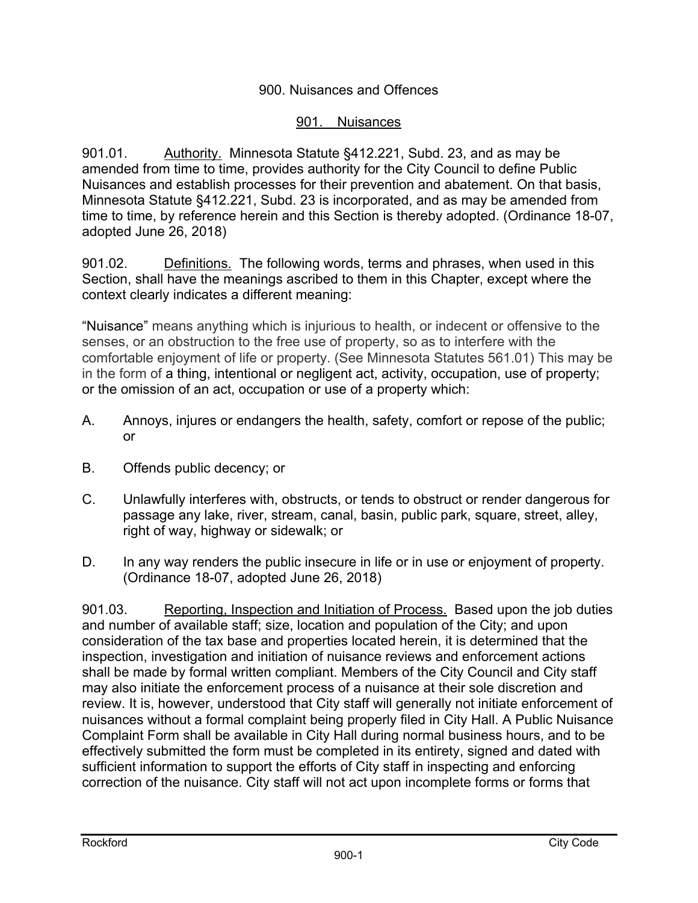# 900. Nuisances and Offences

## 901. Nuisances

901.01. Authority. Minnesota Statute §412.221, Subd. 23, and as may be amended from time to time, provides authority for the City Council to define Public Nuisances and establish processes for their prevention and abatement. On that basis, Minnesota Statute §412.221, Subd. 23 is incorporated, and as may be amended from time to time, by reference herein and this Section is thereby adopted. (Ordinance 18-07, adopted June 26, 2018)

901.02. Definitions. The following words, terms and phrases, when used in this Section, shall have the meanings ascribed to them in this Chapter, except where the context clearly indicates a different meaning:

"Nuisance" means anything which is injurious to health, or indecent or offensive to the senses, or an obstruction to the free use of property, so as to interfere with the comfortable enjoyment of life or property. (See Minnesota Statutes 561.01) This may be in the form of a thing, intentional or negligent act, activity, occupation, use of property; or the omission of an act, occupation or use of a property which:

A. Annoys, injures or endangers the health, safety, comfort or repose of the public; or

B. Offends public decency; or

C. Unlawfully interferes with, obstructs, or tends to obstruct or render dangerous for passage any lake, river, stream, canal, basin, public park, square, street, alley, right of way, highway or sidewalk; or

D. In any way renders the public insecure in life or in use or enjoyment of property. (Ordinance 18-07, adopted June 26, 2018)

901.03. Reporting, Inspection and Initiation of Process. Based upon the job duties and number of available staff; size, location and population of the City; and upon consideration of the tax base and properties located herein, it is determined that the inspection, investigation and initiation of nuisance reviews and enforcement actions shall be made by formal written compliant. Members of the City Council and City staff may also initiate the enforcement process of a nuisance at their sole discretion and review. It is, however, understood that City staff will generally not initiate enforcement of nuisances without a formal complaint being properly filed in City Hall. A Public Nuisance Complaint Form shall be available in City Hall during normal business hours, and to be effectively submitted the form must be completed in its entirety, signed and dated with sufficient information to support the efforts of City staff in inspecting and enforcing correction of the nuisance. City staff will not act upon incomplete forms or forms that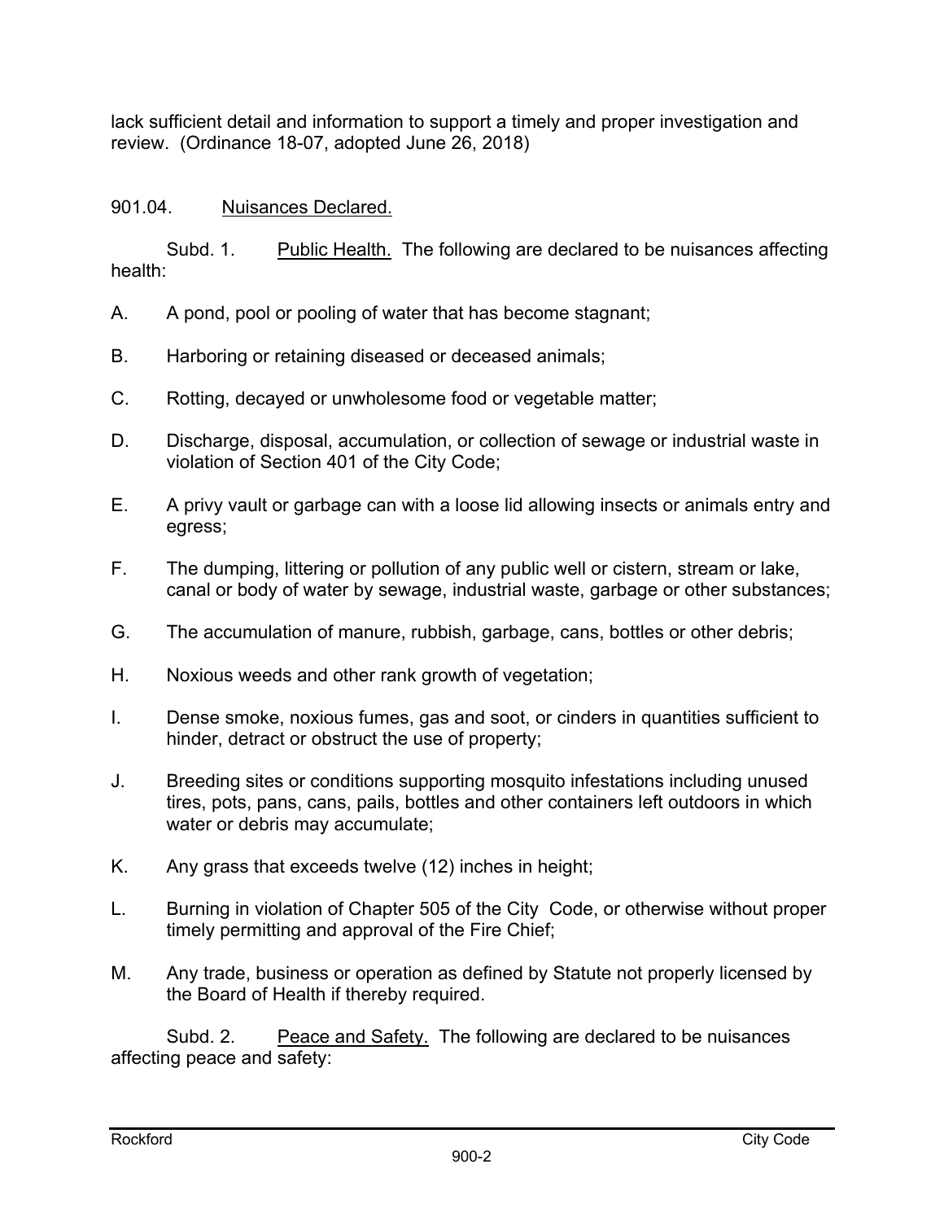lack sufficient detail and information to support a timely and proper investigation and review. (Ordinance 18-07, adopted June 26, 2018)

901.04. Nuisances Declared.

Subd. 1. Public Health. The following are declared to be nuisances affecting health:

A. A pond, pool or pooling of water that has become stagnant;

B. Harboring or retaining diseased or deceased animals;

C. Rotting, decayed or unwholesome food or vegetable matter;

D. Discharge, disposal, accumulation, or collection of sewage or industrial waste in violation of Section 401 of the City Code;

E. A privy vault or garbage can with a loose lid allowing insects or animals entry and egress;

F. The dumping, littering or pollution of any public well or cistern, stream or lake, canal or body of water by sewage, industrial waste, garbage or other substances;

G. The accumulation of manure, rubbish, garbage, cans, bottles or other debris;

H. Noxious weeds and other rank growth of vegetation;

I. Dense smoke, noxious fumes, gas and soot, or cinders in quantities sufficient to hinder, detract or obstruct the use of property;

J. Breeding sites or conditions supporting mosquito infestations including unused tires, pots, pans, cans, pails, bottles and other containers left outdoors in which water or debris may accumulate;

K. Any grass that exceeds twelve (12) inches in height;

L. Burning in violation of Chapter 505 of the City Code, or otherwise without proper timely permitting and approval of the Fire Chief;

M. Any trade, business or operation as defined by Statute not properly licensed by the Board of Health if thereby required.

Subd. 2. Peace and Safety. The following are declared to be nuisances affecting peace and safety: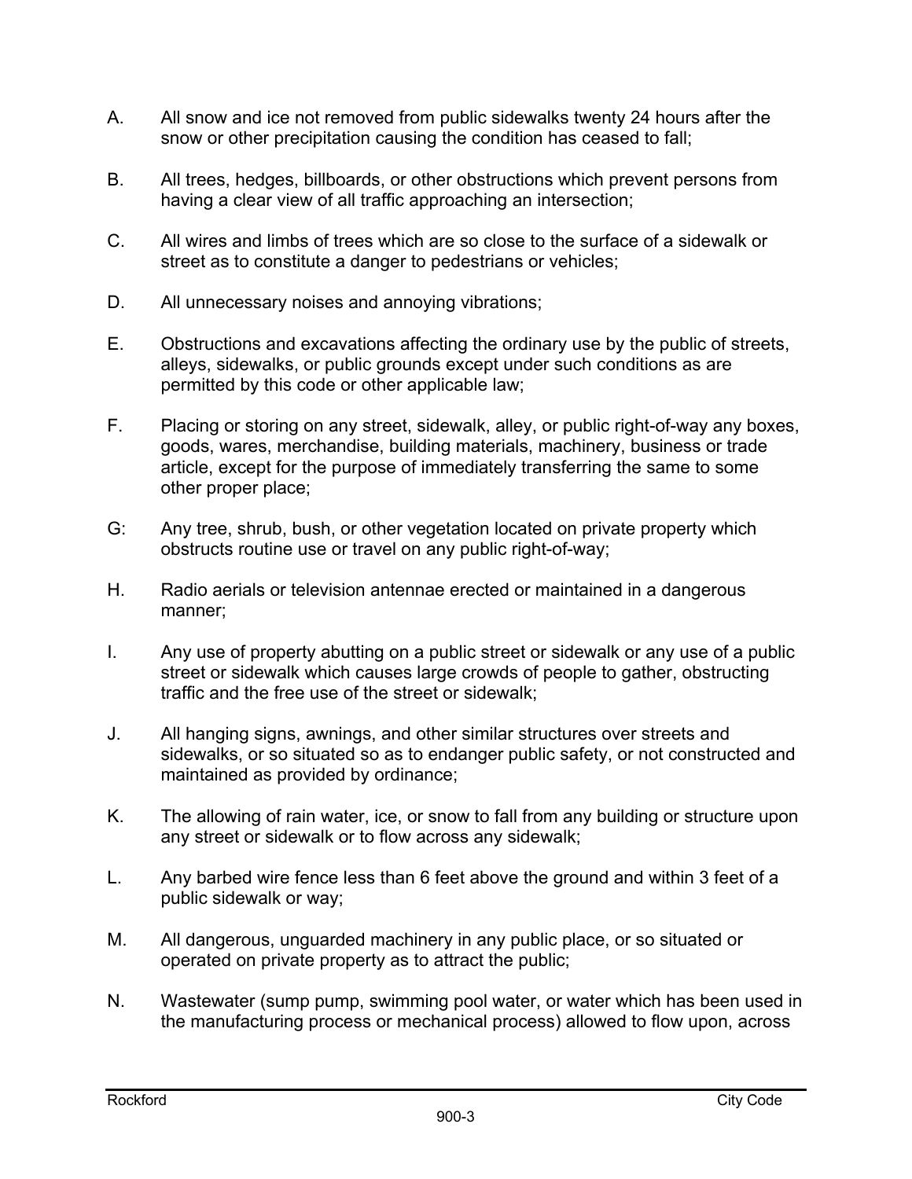A. All snow and ice not removed from public sidewalks twenty 24 hours after the snow or other precipitation causing the condition has ceased to fall;

B. All trees, hedges, billboards, or other obstructions which prevent persons from having a clear view of all traffic approaching an intersection;

C. All wires and limbs of trees which are so close to the surface of a sidewalk or street as to constitute a danger to pedestrians or vehicles;

D. All unnecessary noises and annoying vibrations;

E. Obstructions and excavations affecting the ordinary use by the public of streets, alleys, sidewalks, or public grounds except under such conditions as are permitted by this code or other applicable law;

F. Placing or storing on any street, sidewalk, alley, or public right-of-way any boxes, goods, wares, merchandise, building materials, machinery, business or trade article, except for the purpose of immediately transferring the same to some other proper place;

G: Any tree, shrub, bush, or other vegetation located on private property which obstructs routine use or travel on any public right-of-way;

H. Radio aerials or television antennae erected or maintained in a dangerous manner;

I. Any use of property abutting on a public street or sidewalk or any use of a public street or sidewalk which causes large crowds of people to gather, obstructing traffic and the free use of the street or sidewalk;

J. All hanging signs, awnings, and other similar structures over streets and sidewalks, or so situated so as to endanger public safety, or not constructed and maintained as provided by ordinance;

K. The allowing of rain water, ice, or snow to fall from any building or structure upon any street or sidewalk or to flow across any sidewalk;

L. Any barbed wire fence less than 6 feet above the ground and within 3 feet of a public sidewalk or way;

M. All dangerous, unguarded machinery in any public place, or so situated or operated on private property as to attract the public;

N. Wastewater (sump pump, swimming pool water, or water which has been used in the manufacturing process or mechanical process) allowed to flow upon, across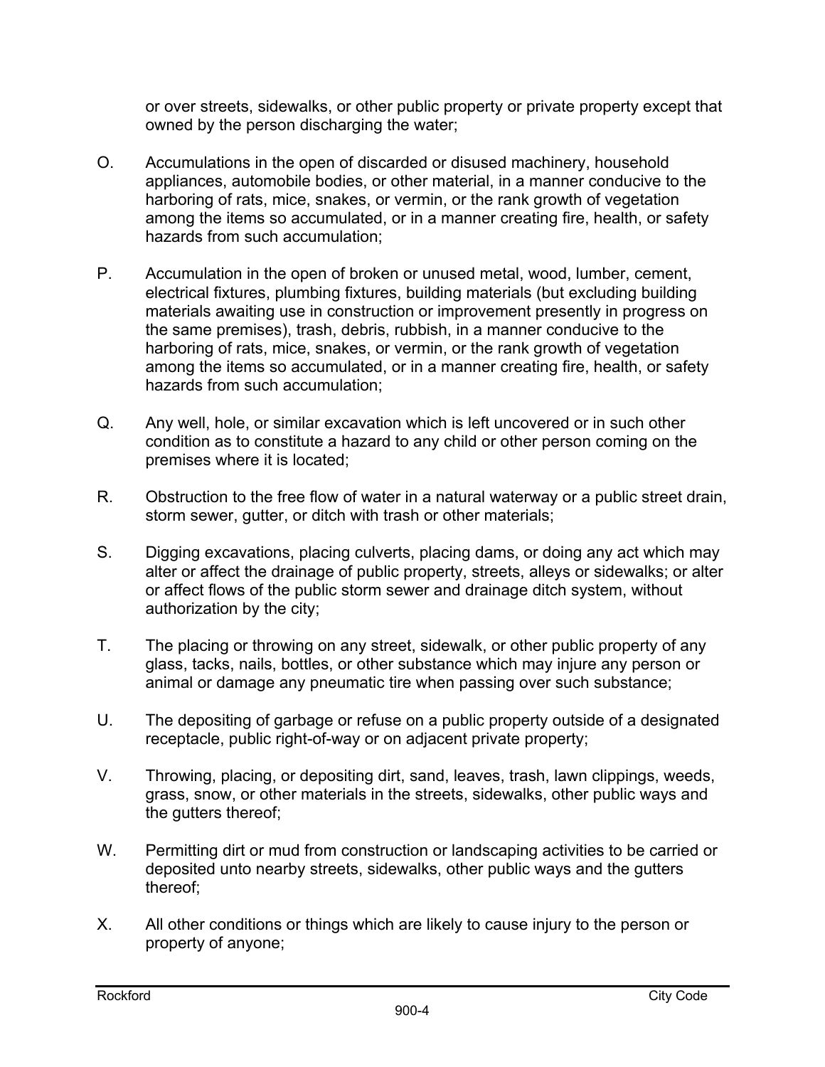or over streets, sidewalks, or other public property or private property except that owned by the person discharging the water;

O. Accumulations in the open of discarded or disused machinery, household appliances, automobile bodies, or other material, in a manner conducive to the harboring of rats, mice, snakes, or vermin, or the rank growth of vegetation among the items so accumulated, or in a manner creating fire, health, or safety hazards from such accumulation;

P. Accumulation in the open of broken or unused metal, wood, lumber, cement, electrical fixtures, plumbing fixtures, building materials (but excluding building materials awaiting use in construction or improvement presently in progress on the same premises), trash, debris, rubbish, in a manner conducive to the harboring of rats, mice, snakes, or vermin, or the rank growth of vegetation among the items so accumulated, or in a manner creating fire, health, or safety hazards from such accumulation;

Q. Any well, hole, or similar excavation which is left uncovered or in such other condition as to constitute a hazard to any child or other person coming on the premises where it is located;

R. Obstruction to the free flow of water in a natural waterway or a public street drain, storm sewer, gutter, or ditch with trash or other materials;

S. Digging excavations, placing culverts, placing dams, or doing any act which may alter or affect the drainage of public property, streets, alleys or sidewalks; or alter or affect flows of the public storm sewer and drainage ditch system, without authorization by the city;

T. The placing or throwing on any street, sidewalk, or other public property of any glass, tacks, nails, bottles, or other substance which may injure any person or animal or damage any pneumatic tire when passing over such substance;

U. The depositing of garbage or refuse on a public property outside of a designated receptacle, public right-of-way or on adjacent private property;

V. Throwing, placing, or depositing dirt, sand, leaves, trash, lawn clippings, weeds, grass, snow, or other materials in the streets, sidewalks, other public ways and the gutters thereof;

W. Permitting dirt or mud from construction or landscaping activities to be carried or deposited unto nearby streets, sidewalks, other public ways and the gutters thereof;

X. All other conditions or things which are likely to cause injury to the person or property of anyone;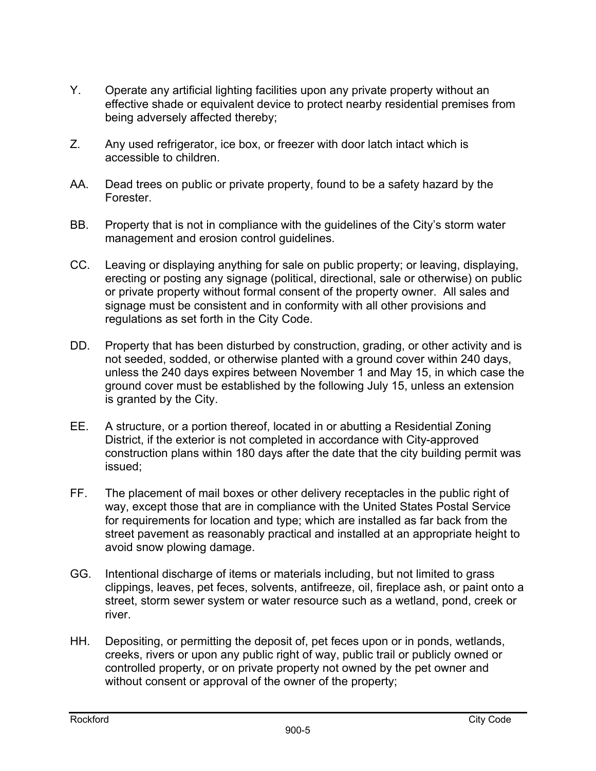Y. Operate any artificial lighting facilities upon any private property without an effective shade or equivalent device to protect nearby residential premises from being adversely affected thereby;

Z. Any used refrigerator, ice box, or freezer with door latch intact which is accessible to children.

AA. Dead trees on public or private property, found to be a safety hazard by the Forester.

BB. Property that is not in compliance with the guidelines of the City's storm water management and erosion control guidelines.

CC. Leaving or displaying anything for sale on public property; or leaving, displaying, erecting or posting any signage (political, directional, sale or otherwise) on public or private property without formal consent of the property owner. All sales and signage must be consistent and in conformity with all other provisions and regulations as set forth in the City Code.

DD. Property that has been disturbed by construction, grading, or other activity and is not seeded, sodded, or otherwise planted with a ground cover within 240 days, unless the 240 days expires between November 1 and May 15, in which case the ground cover must be established by the following July 15, unless an extension is granted by the City.

EE. A structure, or a portion thereof, located in or abutting a Residential Zoning District, if the exterior is not completed in accordance with City-approved construction plans within 180 days after the date that the city building permit was issued;

FF. The placement of mail boxes or other delivery receptacles in the public right of way, except those that are in compliance with the United States Postal Service for requirements for location and type; which are installed as far back from the street pavement as reasonably practical and installed at an appropriate height to avoid snow plowing damage.

GG. Intentional discharge of items or materials including, but not limited to grass clippings, leaves, pet feces, solvents, antifreeze, oil, fireplace ash, or paint onto a street, storm sewer system or water resource such as a wetland, pond, creek or river.

HH. Depositing, or permitting the deposit of, pet feces upon or in ponds, wetlands, creeks, rivers or upon any public right of way, public trail or publicly owned or controlled property, or on private property not owned by the pet owner and without consent or approval of the owner of the property;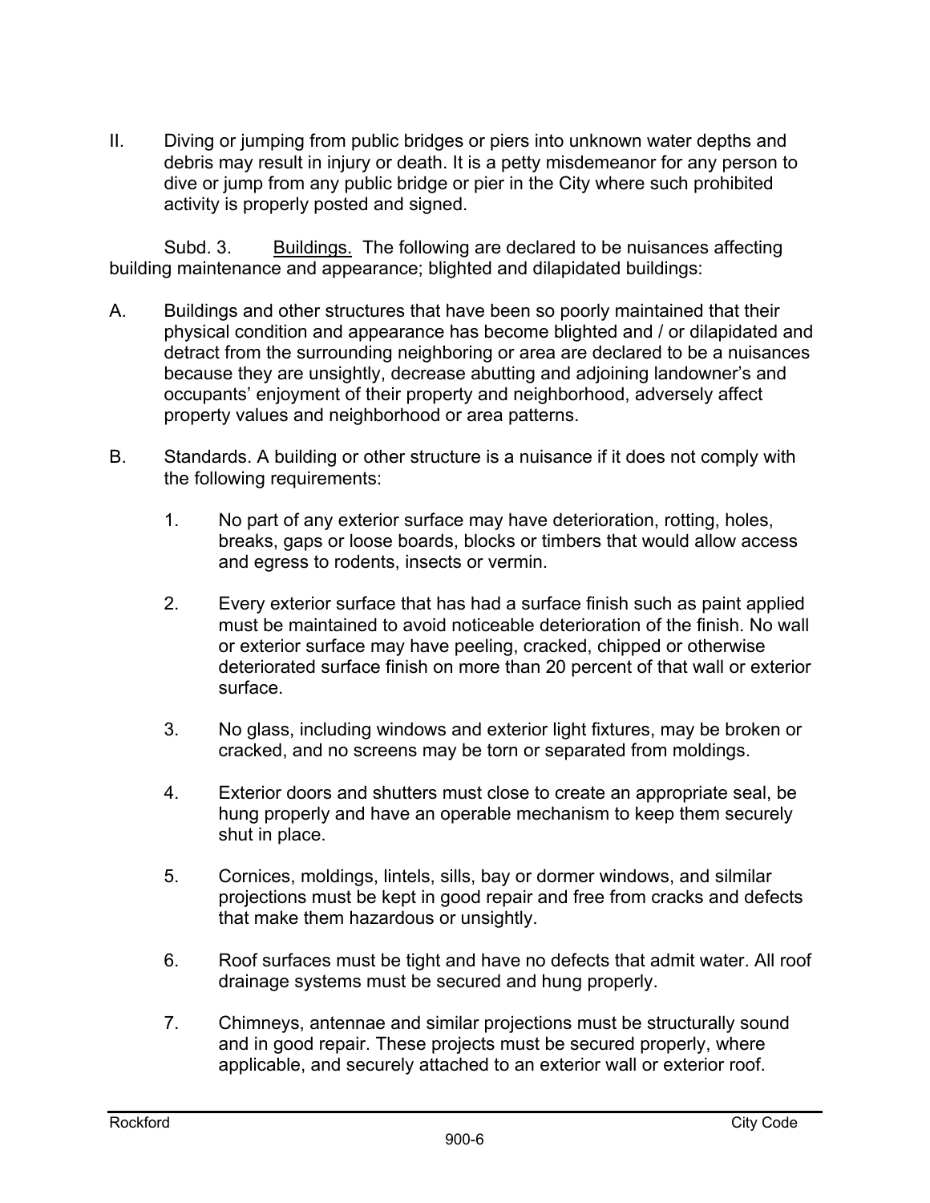II. Diving or jumping from public bridges or piers into unknown water depths and debris may result in injury or death. It is a petty misdemeanor for any person to dive or jump from any public bridge or pier in the City where such prohibited activity is properly posted and signed.

Subd. 3. Buildings. The following are declared to be nuisances affecting building maintenance and appearance; blighted and dilapidated buildings:

A. Buildings and other structures that have been so poorly maintained that their physical condition and appearance has become blighted and / or dilapidated and detract from the surrounding neighboring or area are declared to be a nuisances because they are unsightly, decrease abutting and adjoining landowner's and occupants' enjoyment of their property and neighborhood, adversely affect property values and neighborhood or area patterns.

B. Standards. A building or other structure is a nuisance if it does not comply with the following requirements:

1. No part of any exterior surface may have deterioration, rotting, holes, breaks, gaps or loose boards, blocks or timbers that would allow access and egress to rodents, insects or vermin.

2. Every exterior surface that has had a surface finish such as paint applied must be maintained to avoid noticeable deterioration of the finish. No wall or exterior surface may have peeling, cracked, chipped or otherwise deteriorated surface finish on more than 20 percent of that wall or exterior surface.

3. No glass, including windows and exterior light fixtures, may be broken or cracked, and no screens may be torn or separated from moldings.

4. Exterior doors and shutters must close to create an appropriate seal, be hung properly and have an operable mechanism to keep them securely shut in place.

5. Cornices, moldings, lintels, sills, bay or dormer windows, and silmilar projections must be kept in good repair and free from cracks and defects that make them hazardous or unsightly.

6. Roof surfaces must be tight and have no defects that admit water. All roof drainage systems must be secured and hung properly.

7. Chimneys, antennae and similar projections must be structurally sound and in good repair. These projects must be secured properly, where applicable, and securely attached to an exterior wall or exterior roof.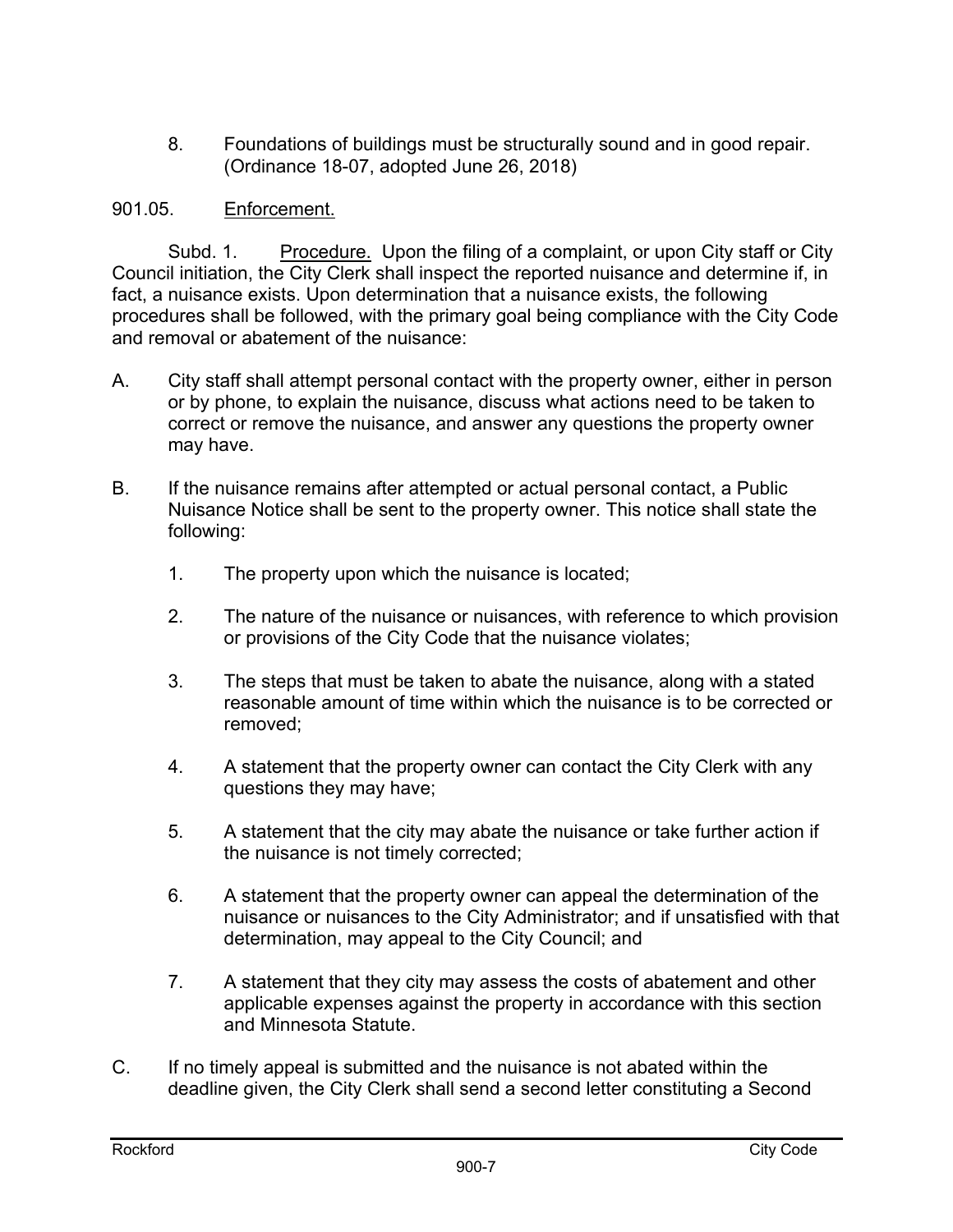8. Foundations of buildings must be structurally sound and in good repair. (Ordinance 18-07, adopted June 26, 2018)

901.05. Enforcement.

Subd. 1. Procedure. Upon the filing of a complaint, or upon City staff or City Council initiation, the City Clerk shall inspect the reported nuisance and determine if, in fact, a nuisance exists. Upon determination that a nuisance exists, the following procedures shall be followed, with the primary goal being compliance with the City Code and removal or abatement of the nuisance:

A. City staff shall attempt personal contact with the property owner, either in person or by phone, to explain the nuisance, discuss what actions need to be taken to correct or remove the nuisance, and answer any questions the property owner may have.

B. If the nuisance remains after attempted or actual personal contact, a Public Nuisance Notice shall be sent to the property owner. This notice shall state the following:

   1. The property upon which the nuisance is located;

   2. The nature of the nuisance or nuisances, with reference to which provision or provisions of the City Code that the nuisance violates;

   3. The steps that must be taken to abate the nuisance, along with a stated reasonable amount of time within which the nuisance is to be corrected or removed;

   4. A statement that the property owner can contact the City Clerk with any questions they may have;

   5. A statement that the city may abate the nuisance or take further action if the nuisance is not timely corrected;

   6. A statement that the property owner can appeal the determination of the nuisance or nuisances to the City Administrator; and if unsatisfied with that determination, may appeal to the City Council; and

   7. A statement that they city may assess the costs of abatement and other applicable expenses against the property in accordance with this section and Minnesota Statute.

C. If no timely appeal is submitted and the nuisance is not abated within the deadline given, the City Clerk shall send a second letter constituting a Second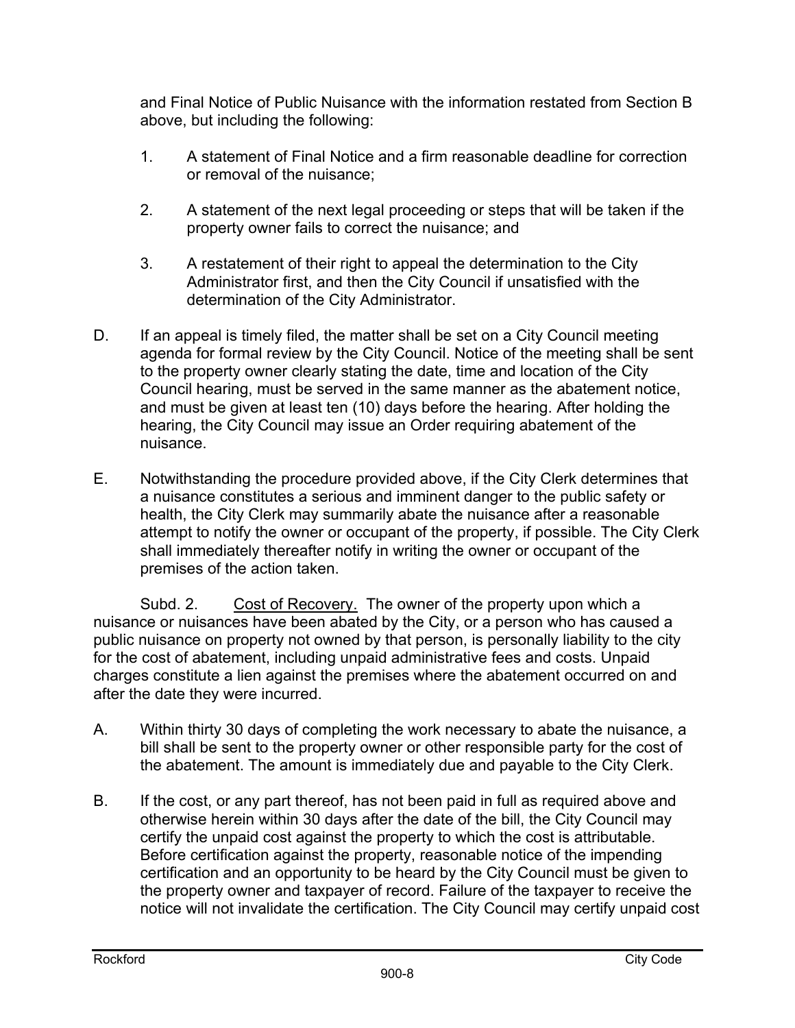and Final Notice of Public Nuisance with the information restated from Section B above, but including the following:

1. A statement of Final Notice and a firm reasonable deadline for correction or removal of the nuisance;

2. A statement of the next legal proceeding or steps that will be taken if the property owner fails to correct the nuisance; and

3. A restatement of their right to appeal the determination to the City Administrator first, and then the City Council if unsatisfied with the determination of the City Administrator.

D. If an appeal is timely filed, the matter shall be set on a City Council meeting agenda for formal review by the City Council. Notice of the meeting shall be sent to the property owner clearly stating the date, time and location of the City Council hearing, must be served in the same manner as the abatement notice, and must be given at least ten (10) days before the hearing. After holding the hearing, the City Council may issue an Order requiring abatement of the nuisance.

E. Notwithstanding the procedure provided above, if the City Clerk determines that a nuisance constitutes a serious and imminent danger to the public safety or health, the City Clerk may summarily abate the nuisance after a reasonable attempt to notify the owner or occupant of the property, if possible. The City Clerk shall immediately thereafter notify in writing the owner or occupant of the premises of the action taken.

Subd. 2. Cost of Recovery. The owner of the property upon which a nuisance or nuisances have been abated by the City, or a person who has caused a public nuisance on property not owned by that person, is personally liability to the city for the cost of abatement, including unpaid administrative fees and costs. Unpaid charges constitute a lien against the premises where the abatement occurred on and after the date they were incurred.

A. Within thirty 30 days of completing the work necessary to abate the nuisance, a bill shall be sent to the property owner or other responsible party for the cost of the abatement. The amount is immediately due and payable to the City Clerk.

B. If the cost, or any part thereof, has not been paid in full as required above and otherwise herein within 30 days after the date of the bill, the City Council may certify the unpaid cost against the property to which the cost is attributable. Before certification against the property, reasonable notice of the impending certification and an opportunity to be heard by the City Council must be given to the property owner and taxpayer of record. Failure of the taxpayer to receive the notice will not invalidate the certification. The City Council may certify unpaid cost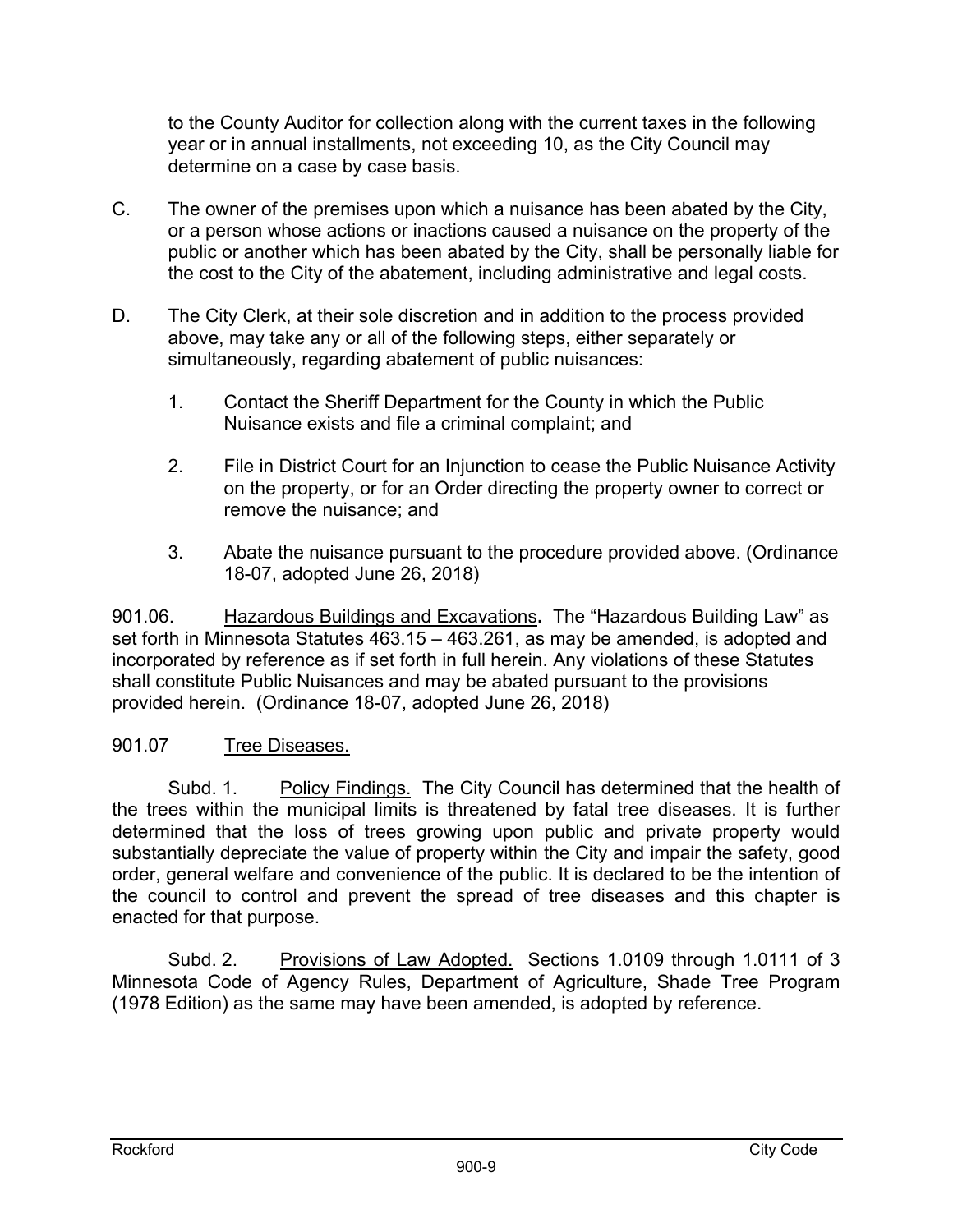to the County Auditor for collection along with the current taxes in the following year or in annual installments, not exceeding 10, as the City Council may determine on a case by case basis.

C. The owner of the premises upon which a nuisance has been abated by the City, or a person whose actions or inactions caused a nuisance on the property of the public or another which has been abated by the City, shall be personally liable for the cost to the City of the abatement, including administrative and legal costs.

D. The City Clerk, at their sole discretion and in addition to the process provided above, may take any or all of the following steps, either separately or simultaneously, regarding abatement of public nuisances:

1. Contact the Sheriff Department for the County in which the Public Nuisance exists and file a criminal complaint; and

2. File in District Court for an Injunction to cease the Public Nuisance Activity on the property, or for an Order directing the property owner to correct or remove the nuisance; and

3. Abate the nuisance pursuant to the procedure provided above. (Ordinance 18-07, adopted June 26, 2018)

901.06. Hazardous Buildings and Excavations**.** The "Hazardous Building Law" as set forth in Minnesota Statutes 463.15 – 463.261, as may be amended, is adopted and incorporated by reference as if set forth in full herein. Any violations of these Statutes shall constitute Public Nuisances and may be abated pursuant to the provisions provided herein. (Ordinance 18-07, adopted June 26, 2018)

901.07 Tree Diseases.

Subd. 1. Policy Findings. The City Council has determined that the health of the trees within the municipal limits is threatened by fatal tree diseases. It is further determined that the loss of trees growing upon public and private property would substantially depreciate the value of property within the City and impair the safety, good order, general welfare and convenience of the public. It is declared to be the intention of the council to control and prevent the spread of tree diseases and this chapter is enacted for that purpose.

Subd. 2. Provisions of Law Adopted. Sections 1.0109 through 1.0111 of 3 Minnesota Code of Agency Rules, Department of Agriculture, Shade Tree Program (1978 Edition) as the same may have been amended, is adopted by reference.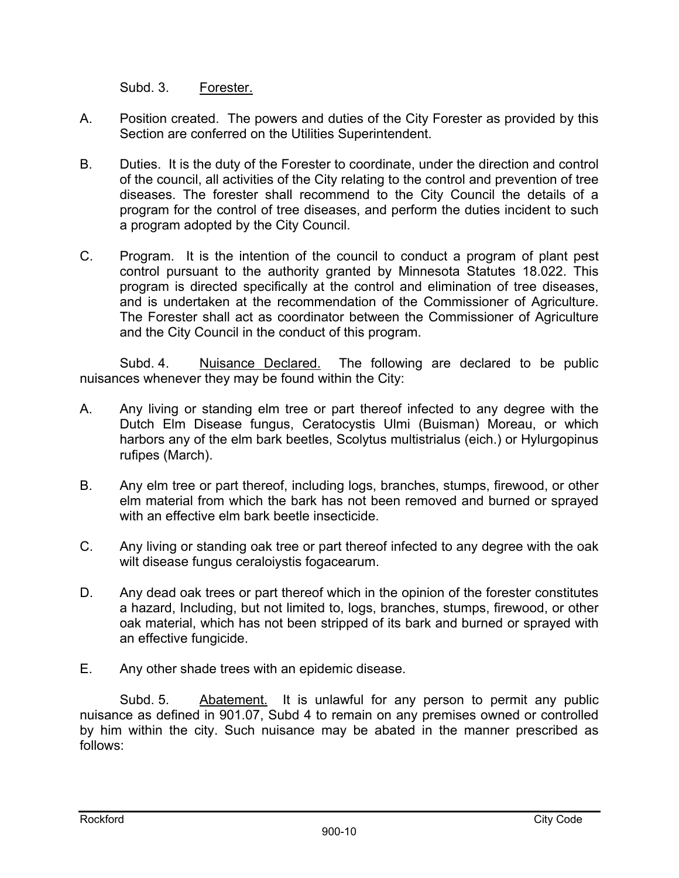Subd. 3. Forester.

A. Position created. The powers and duties of the City Forester as provided by this Section are conferred on the Utilities Superintendent.

B. Duties. It is the duty of the Forester to coordinate, under the direction and control of the council, all activities of the City relating to the control and prevention of tree diseases. The forester shall recommend to the City Council the details of a program for the control of tree diseases, and perform the duties incident to such a program adopted by the City Council.

C. Program. It is the intention of the council to conduct a program of plant pest control pursuant to the authority granted by Minnesota Statutes 18.022. This program is directed specifically at the control and elimination of tree diseases, and is undertaken at the recommendation of the Commissioner of Agriculture. The Forester shall act as coordinator between the Commissioner of Agriculture and the City Council in the conduct of this program.

Subd. 4. Nuisance Declared. The following are declared to be public nuisances whenever they may be found within the City:

A. Any living or standing elm tree or part thereof infected to any degree with the Dutch Elm Disease fungus, Ceratocystis Ulmi (Buisman) Moreau, or which harbors any of the elm bark beetles, Scolytus multistrialus (eich.) or Hylurgopinus rufipes (March).

B. Any elm tree or part thereof, including logs, branches, stumps, firewood, or other elm material from which the bark has not been removed and burned or sprayed with an effective elm bark beetle insecticide.

C. Any living or standing oak tree or part thereof infected to any degree with the oak wilt disease fungus ceraloiystis fogacearum.

D. Any dead oak trees or part thereof which in the opinion of the forester constitutes a hazard, Including, but not limited to, logs, branches, stumps, firewood, or other oak material, which has not been stripped of its bark and burned or sprayed with an effective fungicide.

E. Any other shade trees with an epidemic disease.

Subd. 5. Abatement. It is unlawful for any person to permit any public nuisance as defined in 901.07, Subd 4 to remain on any premises owned or controlled by him within the city. Such nuisance may be abated in the manner prescribed as follows: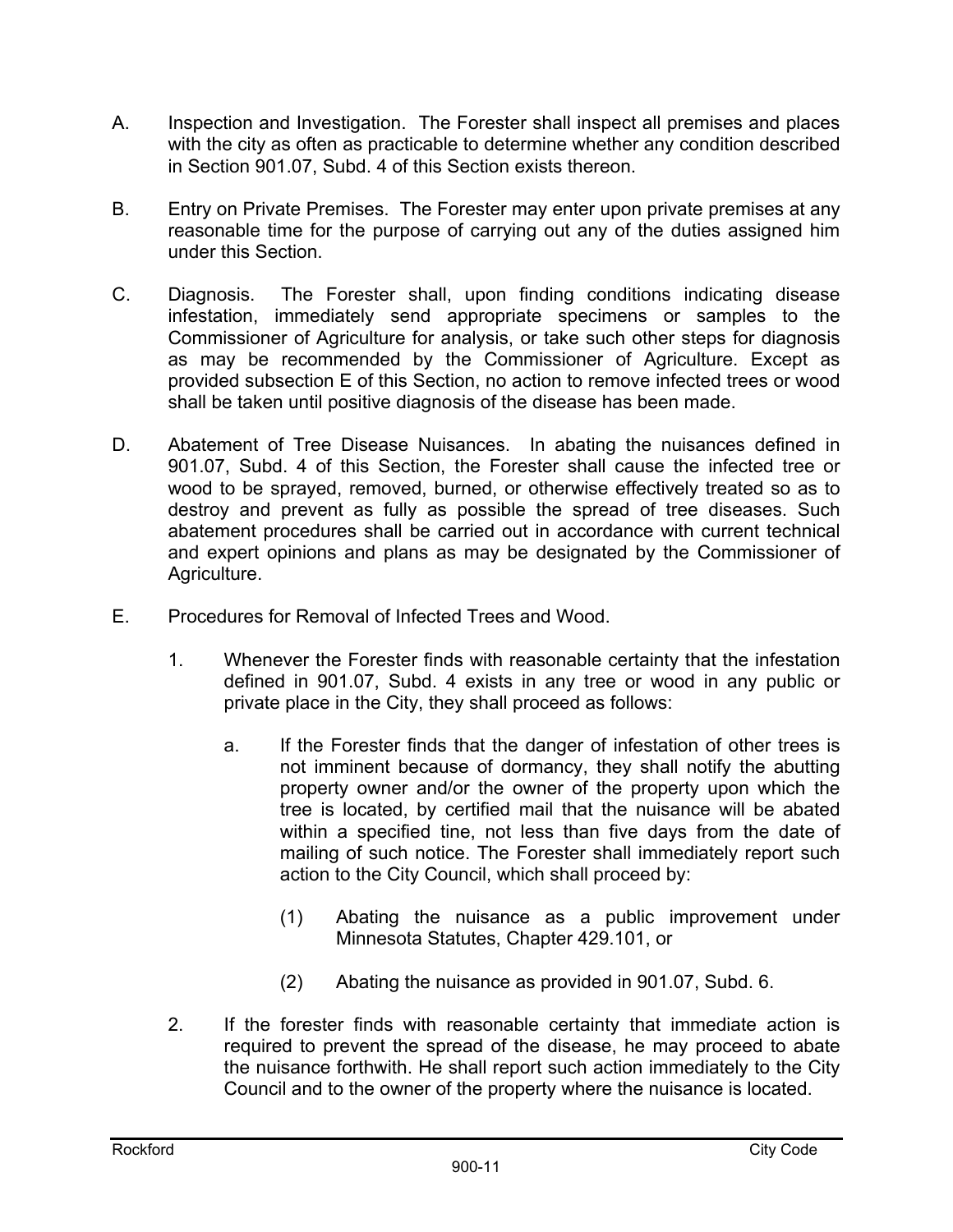A. Inspection and Investigation. The Forester shall inspect all premises and places with the city as often as practicable to determine whether any condition described in Section 901.07, Subd. 4 of this Section exists thereon.

B. Entry on Private Premises. The Forester may enter upon private premises at any reasonable time for the purpose of carrying out any of the duties assigned him under this Section.

C. Diagnosis. The Forester shall, upon finding conditions indicating disease infestation, immediately send appropriate specimens or samples to the Commissioner of Agriculture for analysis, or take such other steps for diagnosis as may be recommended by the Commissioner of Agriculture. Except as provided subsection E of this Section, no action to remove infected trees or wood shall be taken until positive diagnosis of the disease has been made.

D. Abatement of Tree Disease Nuisances. In abating the nuisances defined in 901.07, Subd. 4 of this Section, the Forester shall cause the infected tree or wood to be sprayed, removed, burned, or otherwise effectively treated so as to destroy and prevent as fully as possible the spread of tree diseases. Such abatement procedures shall be carried out in accordance with current technical and expert opinions and plans as may be designated by the Commissioner of Agriculture.

E. Procedures for Removal of Infected Trees and Wood.

   1. Whenever the Forester finds with reasonable certainty that the infestation defined in 901.07, Subd. 4 exists in any tree or wood in any public or private place in the City, they shall proceed as follows:

      a. If the Forester finds that the danger of infestation of other trees is not imminent because of dormancy, they shall notify the abutting property owner and/or the owner of the property upon which the tree is located, by certified mail that the nuisance will be abated within a specified tine, not less than five days from the date of mailing of such notice. The Forester shall immediately report such action to the City Council, which shall proceed by:

         (1) Abating the nuisance as a public improvement under Minnesota Statutes, Chapter 429.101, or

         (2) Abating the nuisance as provided in 901.07, Subd. 6.

   2. If the forester finds with reasonable certainty that immediate action is required to prevent the spread of the disease, he may proceed to abate the nuisance forthwith. He shall report such action immediately to the City Council and to the owner of the property where the nuisance is located.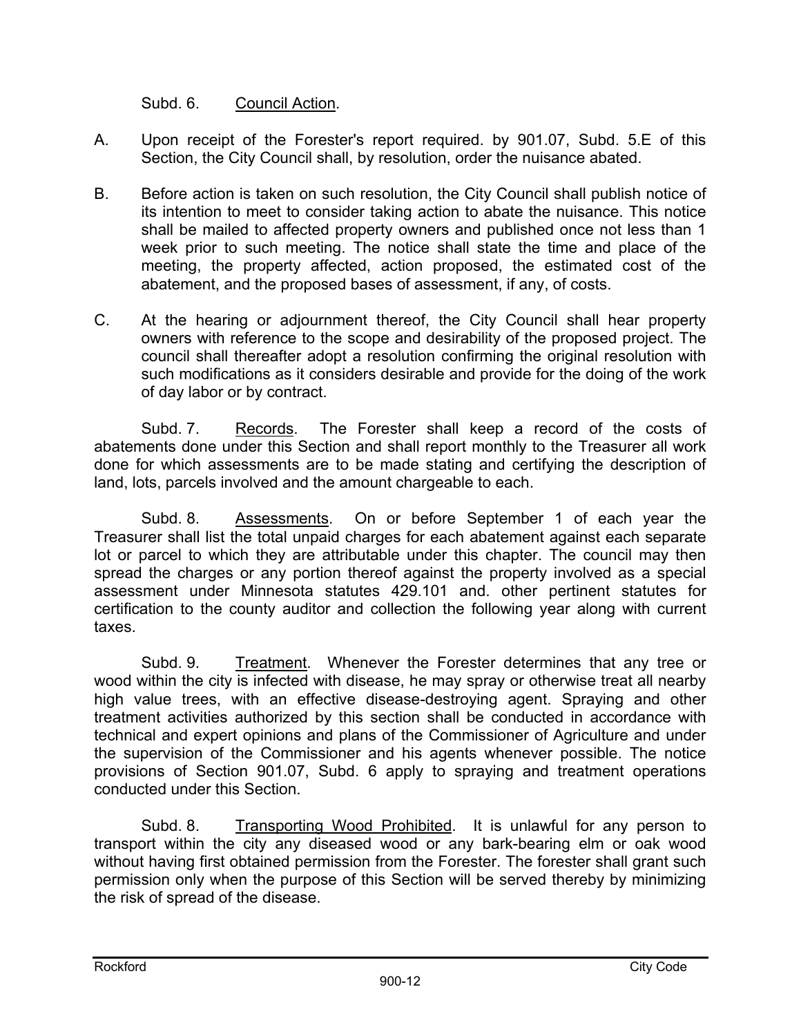Subd. 6. Council Action.

A. Upon receipt of the Forester's report required. by 901.07, Subd. 5.E of this Section, the City Council shall, by resolution, order the nuisance abated.

B. Before action is taken on such resolution, the City Council shall publish notice of its intention to meet to consider taking action to abate the nuisance. This notice shall be mailed to affected property owners and published once not less than 1 week prior to such meeting. The notice shall state the time and place of the meeting, the property affected, action proposed, the estimated cost of the abatement, and the proposed bases of assessment, if any, of costs.

C. At the hearing or adjournment thereof, the City Council shall hear property owners with reference to the scope and desirability of the proposed project. The council shall thereafter adopt a resolution confirming the original resolution with such modifications as it considers desirable and provide for the doing of the work of day labor or by contract.

Subd. 7. Records. The Forester shall keep a record of the costs of abatements done under this Section and shall report monthly to the Treasurer all work done for which assessments are to be made stating and certifying the description of land, lots, parcels involved and the amount chargeable to each.

Subd. 8. Assessments. On or before September 1 of each year the Treasurer shall list the total unpaid charges for each abatement against each separate lot or parcel to which they are attributable under this chapter. The council may then spread the charges or any portion thereof against the property involved as a special assessment under Minnesota statutes 429.101 and. other pertinent statutes for certification to the county auditor and collection the following year along with current taxes.

Subd. 9. Treatment. Whenever the Forester determines that any tree or wood within the city is infected with disease, he may spray or otherwise treat all nearby high value trees, with an effective disease-destroying agent. Spraying and other treatment activities authorized by this section shall be conducted in accordance with technical and expert opinions and plans of the Commissioner of Agriculture and under the supervision of the Commissioner and his agents whenever possible. The notice provisions of Section 901.07, Subd. 6 apply to spraying and treatment operations conducted under this Section.

Subd. 8. Transporting Wood Prohibited. It is unlawful for any person to transport within the city any diseased wood or any bark-bearing elm or oak wood without having first obtained permission from the Forester. The forester shall grant such permission only when the purpose of this Section will be served thereby by minimizing the risk of spread of the disease.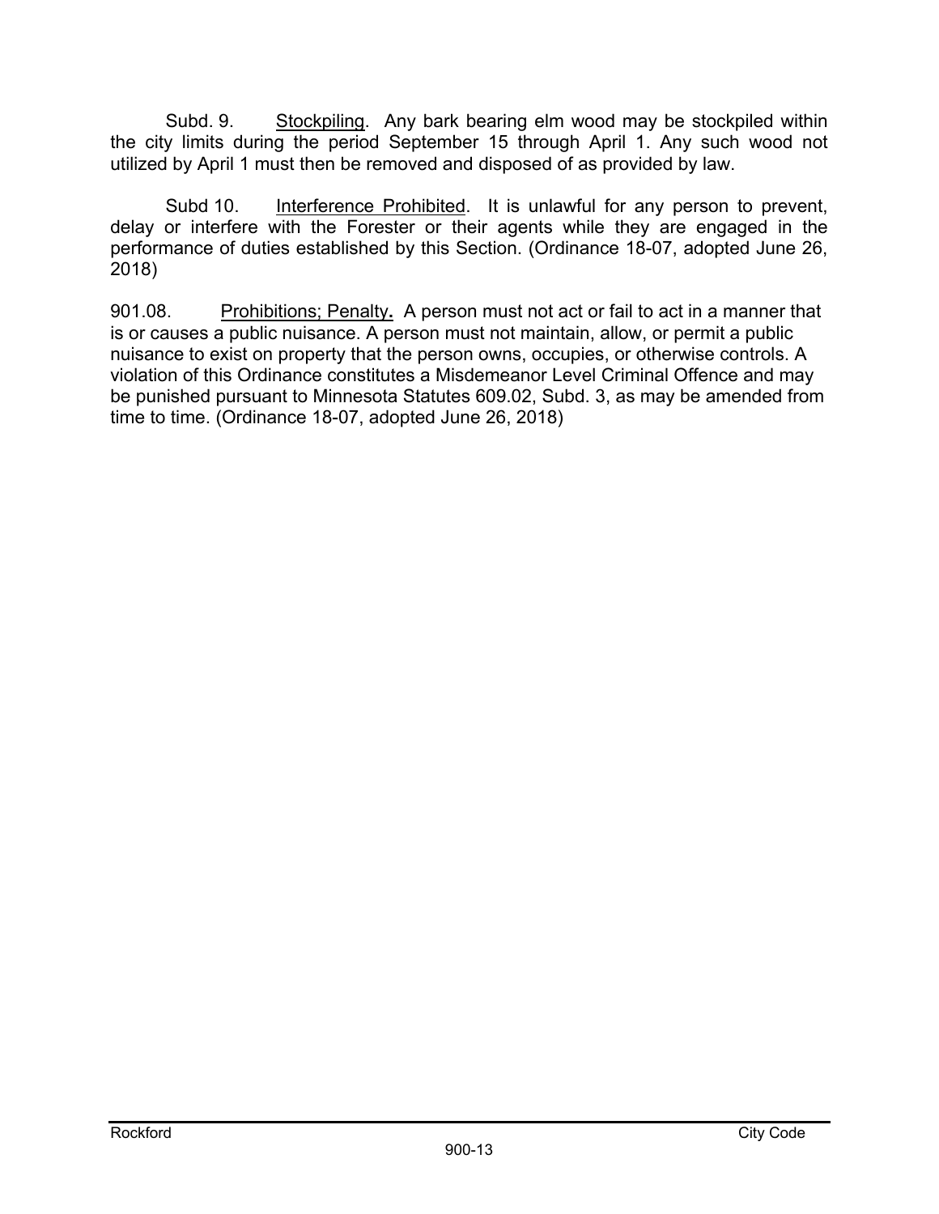Subd. 9. Stockpiling. Any bark bearing elm wood may be stockpiled within the city limits during the period September 15 through April 1. Any such wood not utilized by April 1 must then be removed and disposed of as provided by law.

Subd 10. Interference Prohibited. It is unlawful for any person to prevent, delay or interfere with the Forester or their agents while they are engaged in the performance of duties established by this Section. (Ordinance 18-07, adopted June 26, 2018)

901.08. Prohibitions; Penalty**.** A person must not act or fail to act in a manner that is or causes a public nuisance. A person must not maintain, allow, or permit a public nuisance to exist on property that the person owns, occupies, or otherwise controls. A violation of this Ordinance constitutes a Misdemeanor Level Criminal Offence and may be punished pursuant to Minnesota Statutes 609.02, Subd. 3, as may be amended from time to time. (Ordinance 18-07, adopted June 26, 2018)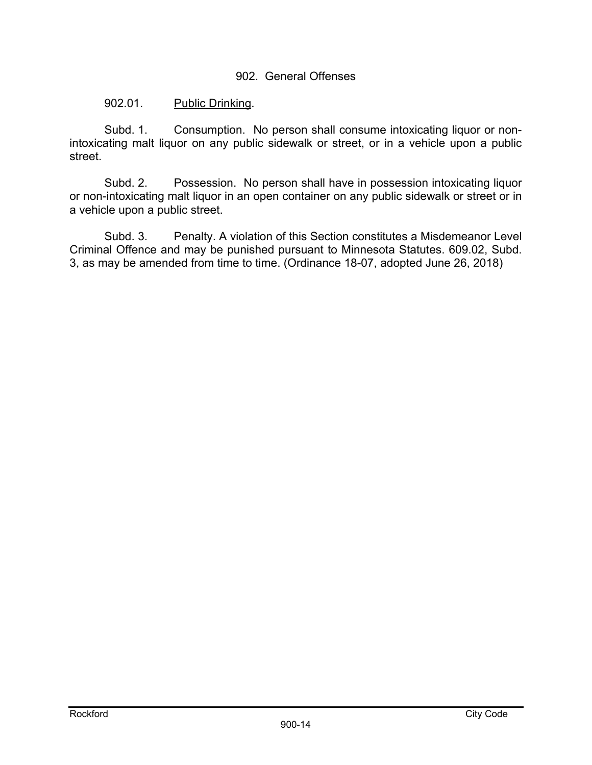## 902. General Offenses

### 902.01. Public Drinking.

Subd. 1. Consumption. No person shall consume intoxicating liquor or non-intoxicating malt liquor on any public sidewalk or street, or in a vehicle upon a public street.

Subd. 2. Possession. No person shall have in possession intoxicating liquor or non-intoxicating malt liquor in an open container on any public sidewalk or street or in a vehicle upon a public street.

Subd. 3. Penalty. A violation of this Section constitutes a Misdemeanor Level Criminal Offence and may be punished pursuant to Minnesota Statutes. 609.02, Subd. 3, as may be amended from time to time. (Ordinance 18-07, adopted June 26, 2018)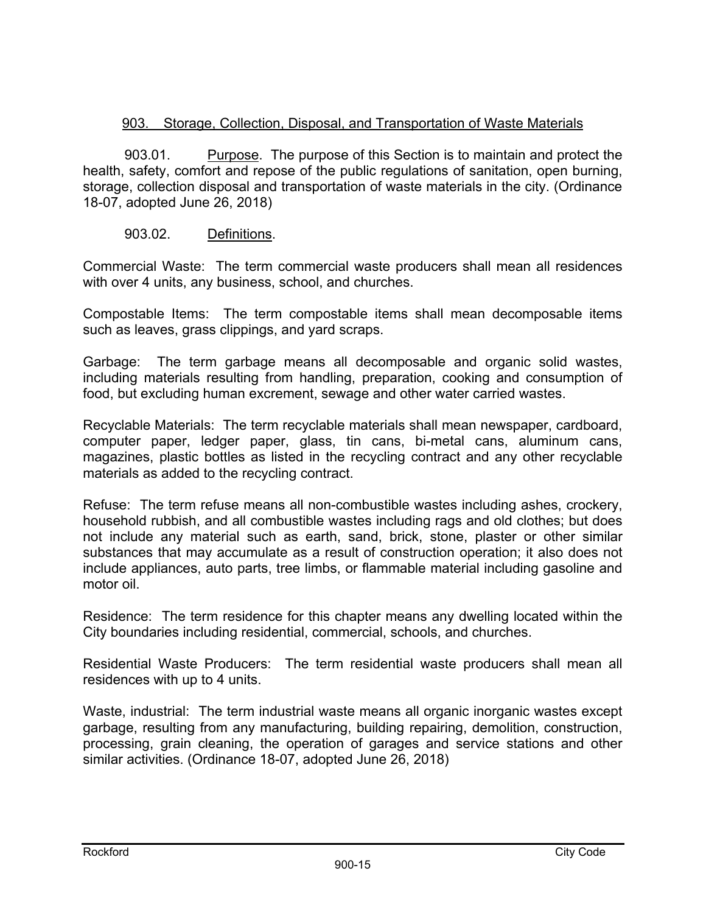## 903. Storage, Collection, Disposal, and Transportation of Waste Materials

903.01. Purpose. The purpose of this Section is to maintain and protect the health, safety, comfort and repose of the public regulations of sanitation, open burning, storage, collection disposal and transportation of waste materials in the city. (Ordinance 18-07, adopted June 26, 2018)

903.02. Definitions.

Commercial Waste: The term commercial waste producers shall mean all residences with over 4 units, any business, school, and churches.

Compostable Items: The term compostable items shall mean decomposable items such as leaves, grass clippings, and yard scraps.

Garbage: The term garbage means all decomposable and organic solid wastes, including materials resulting from handling, preparation, cooking and consumption of food, but excluding human excrement, sewage and other water carried wastes.

Recyclable Materials: The term recyclable materials shall mean newspaper, cardboard, computer paper, ledger paper, glass, tin cans, bi-metal cans, aluminum cans, magazines, plastic bottles as listed in the recycling contract and any other recyclable materials as added to the recycling contract.

Refuse: The term refuse means all non-combustible wastes including ashes, crockery, household rubbish, and all combustible wastes including rags and old clothes; but does not include any material such as earth, sand, brick, stone, plaster or other similar substances that may accumulate as a result of construction operation; it also does not include appliances, auto parts, tree limbs, or flammable material including gasoline and motor oil.

Residence: The term residence for this chapter means any dwelling located within the City boundaries including residential, commercial, schools, and churches.

Residential Waste Producers: The term residential waste producers shall mean all residences with up to 4 units.

Waste, industrial: The term industrial waste means all organic inorganic wastes except garbage, resulting from any manufacturing, building repairing, demolition, construction, processing, grain cleaning, the operation of garages and service stations and other similar activities. (Ordinance 18-07, adopted June 26, 2018)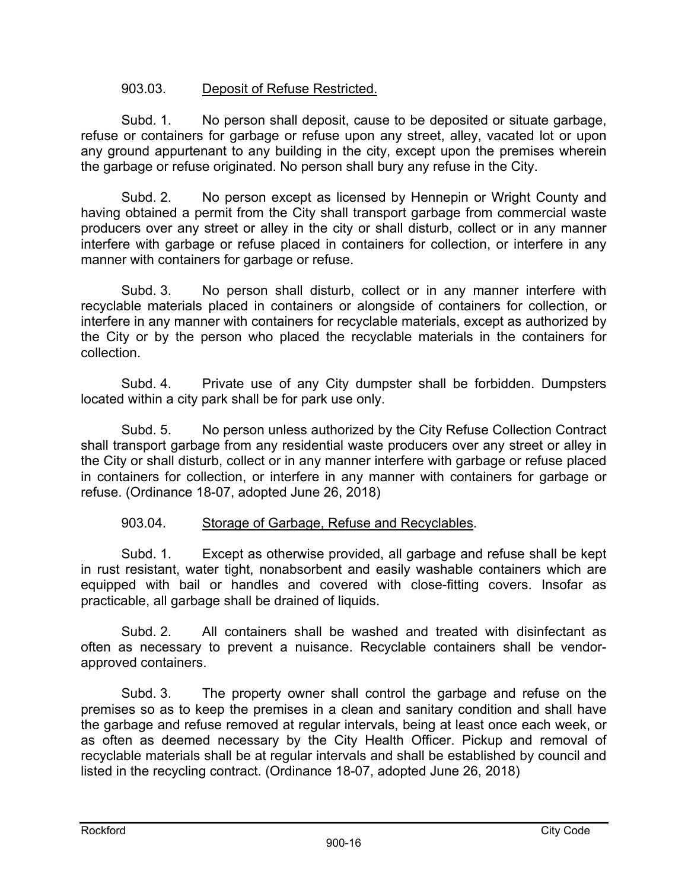903.03. Deposit of Refuse Restricted.

Subd. 1. No person shall deposit, cause to be deposited or situate garbage, refuse or containers for garbage or refuse upon any street, alley, vacated lot or upon any ground appurtenant to any building in the city, except upon the premises wherein the garbage or refuse originated. No person shall bury any refuse in the City.

Subd. 2. No person except as licensed by Hennepin or Wright County and having obtained a permit from the City shall transport garbage from commercial waste producers over any street or alley in the city or shall disturb, collect or in any manner interfere with garbage or refuse placed in containers for collection, or interfere in any manner with containers for garbage or refuse.

Subd. 3. No person shall disturb, collect or in any manner interfere with recyclable materials placed in containers or alongside of containers for collection, or interfere in any manner with containers for recyclable materials, except as authorized by the City or by the person who placed the recyclable materials in the containers for collection.

Subd. 4. Private use of any City dumpster shall be forbidden. Dumpsters located within a city park shall be for park use only.

Subd. 5. No person unless authorized by the City Refuse Collection Contract shall transport garbage from any residential waste producers over any street or alley in the City or shall disturb, collect or in any manner interfere with garbage or refuse placed in containers for collection, or interfere in any manner with containers for garbage or refuse. (Ordinance 18-07, adopted June 26, 2018)

903.04. Storage of Garbage, Refuse and Recyclables.

Subd. 1. Except as otherwise provided, all garbage and refuse shall be kept in rust resistant, water tight, nonabsorbent and easily washable containers which are equipped with bail or handles and covered with close-fitting covers. Insofar as practicable, all garbage shall be drained of liquids.

Subd. 2. All containers shall be washed and treated with disinfectant as often as necessary to prevent a nuisance. Recyclable containers shall be vendor-approved containers.

Subd. 3. The property owner shall control the garbage and refuse on the premises so as to keep the premises in a clean and sanitary condition and shall have the garbage and refuse removed at regular intervals, being at least once each week, or as often as deemed necessary by the City Health Officer. Pickup and removal of recyclable materials shall be at regular intervals and shall be established by council and listed in the recycling contract. (Ordinance 18-07, adopted June 26, 2018)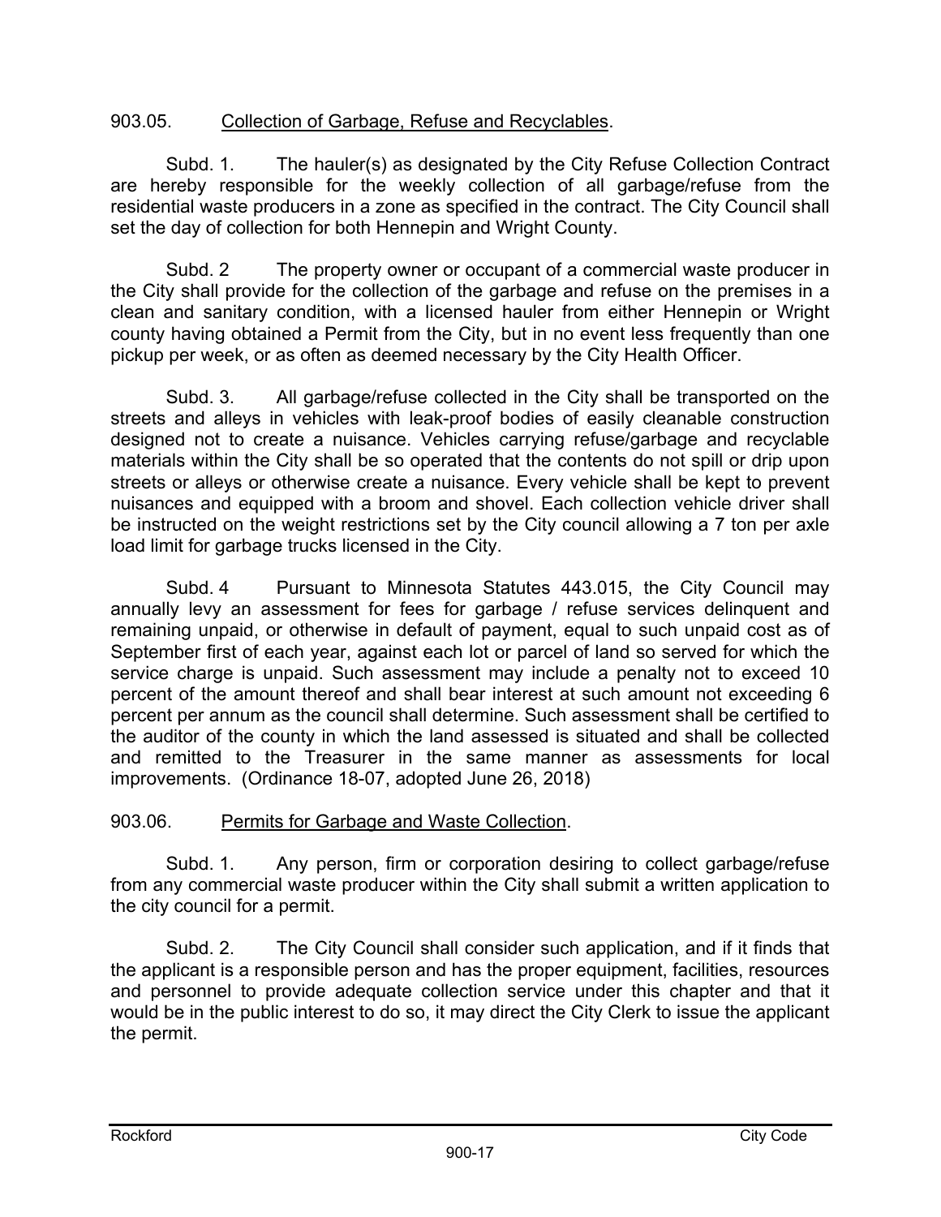903.05. Collection of Garbage, Refuse and Recyclables.

Subd. 1. The hauler(s) as designated by the City Refuse Collection Contract are hereby responsible for the weekly collection of all garbage/refuse from the residential waste producers in a zone as specified in the contract. The City Council shall set the day of collection for both Hennepin and Wright County.

Subd. 2 The property owner or occupant of a commercial waste producer in the City shall provide for the collection of the garbage and refuse on the premises in a clean and sanitary condition, with a licensed hauler from either Hennepin or Wright county having obtained a Permit from the City, but in no event less frequently than one pickup per week, or as often as deemed necessary by the City Health Officer.

Subd. 3. All garbage/refuse collected in the City shall be transported on the streets and alleys in vehicles with leak-proof bodies of easily cleanable construction designed not to create a nuisance. Vehicles carrying refuse/garbage and recyclable materials within the City shall be so operated that the contents do not spill or drip upon streets or alleys or otherwise create a nuisance. Every vehicle shall be kept to prevent nuisances and equipped with a broom and shovel. Each collection vehicle driver shall be instructed on the weight restrictions set by the City council allowing a 7 ton per axle load limit for garbage trucks licensed in the City.

Subd. 4 Pursuant to Minnesota Statutes 443.015, the City Council may annually levy an assessment for fees for garbage / refuse services delinquent and remaining unpaid, or otherwise in default of payment, equal to such unpaid cost as of September first of each year, against each lot or parcel of land so served for which the service charge is unpaid. Such assessment may include a penalty not to exceed 10 percent of the amount thereof and shall bear interest at such amount not exceeding 6 percent per annum as the council shall determine. Such assessment shall be certified to the auditor of the county in which the land assessed is situated and shall be collected and remitted to the Treasurer in the same manner as assessments for local improvements. (Ordinance 18-07, adopted June 26, 2018)

903.06. Permits for Garbage and Waste Collection.

Subd. 1. Any person, firm or corporation desiring to collect garbage/refuse from any commercial waste producer within the City shall submit a written application to the city council for a permit.

Subd. 2. The City Council shall consider such application, and if it finds that the applicant is a responsible person and has the proper equipment, facilities, resources and personnel to provide adequate collection service under this chapter and that it would be in the public interest to do so, it may direct the City Clerk to issue the applicant the permit.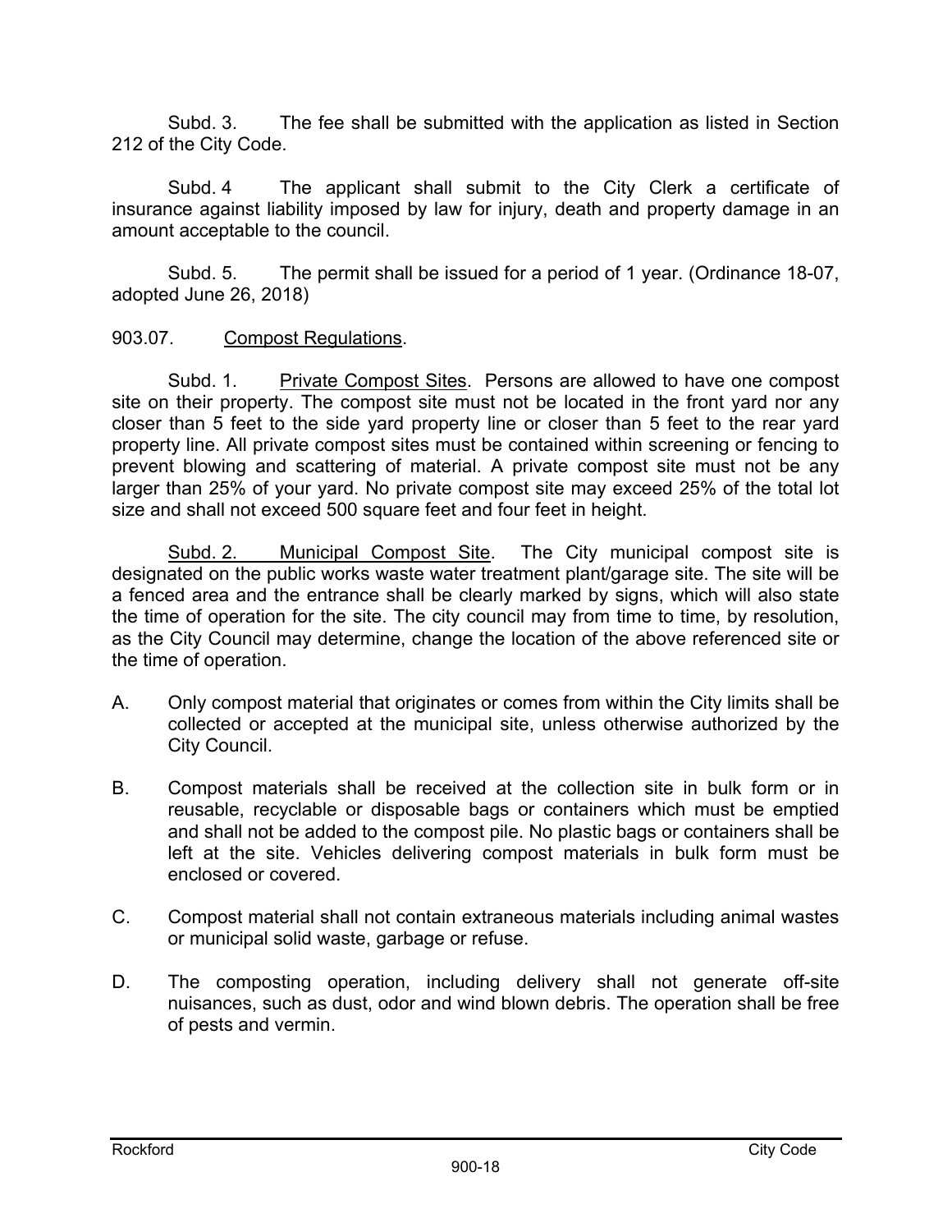Subd. 3. The fee shall be submitted with the application as listed in Section 212 of the City Code.

Subd. 4 The applicant shall submit to the City Clerk a certificate of insurance against liability imposed by law for injury, death and property damage in an amount acceptable to the council.

Subd. 5. The permit shall be issued for a period of 1 year. (Ordinance 18-07, adopted June 26, 2018)

903.07. Compost Regulations.

Subd. 1. Private Compost Sites. Persons are allowed to have one compost site on their property. The compost site must not be located in the front yard nor any closer than 5 feet to the side yard property line or closer than 5 feet to the rear yard property line. All private compost sites must be contained within screening or fencing to prevent blowing and scattering of material. A private compost site must not be any larger than 25% of your yard. No private compost site may exceed 25% of the total lot size and shall not exceed 500 square feet and four feet in height.

Subd. 2. Municipal Compost Site. The City municipal compost site is designated on the public works waste water treatment plant/garage site. The site will be a fenced area and the entrance shall be clearly marked by signs, which will also state the time of operation for the site. The city council may from time to time, by resolution, as the City Council may determine, change the location of the above referenced site or the time of operation.

A. Only compost material that originates or comes from within the City limits shall be collected or accepted at the municipal site, unless otherwise authorized by the City Council.

B. Compost materials shall be received at the collection site in bulk form or in reusable, recyclable or disposable bags or containers which must be emptied and shall not be added to the compost pile. No plastic bags or containers shall be left at the site. Vehicles delivering compost materials in bulk form must be enclosed or covered.

C. Compost material shall not contain extraneous materials including animal wastes or municipal solid waste, garbage or refuse.

D. The composting operation, including delivery shall not generate off-site nuisances, such as dust, odor and wind blown debris. The operation shall be free of pests and vermin.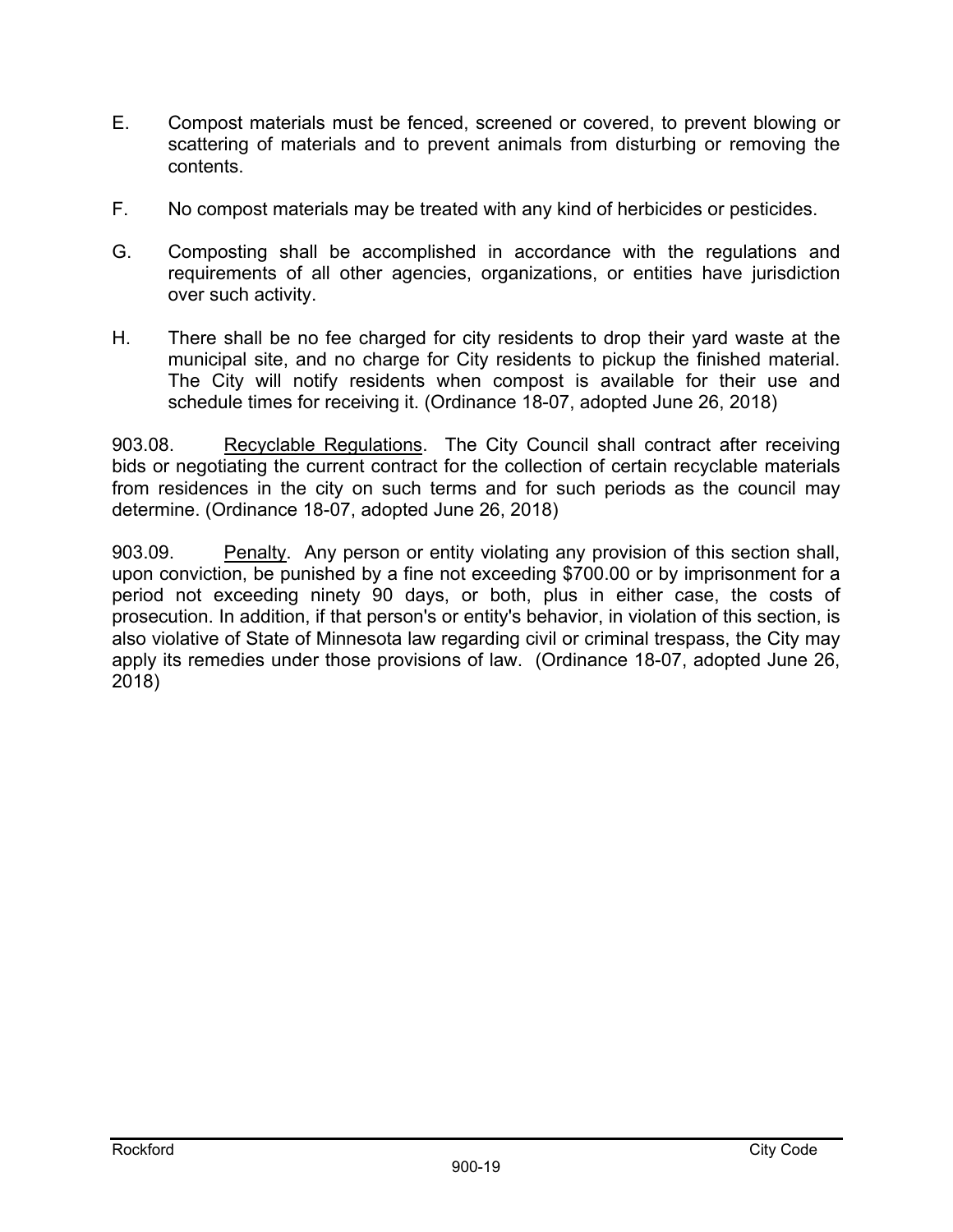E. Compost materials must be fenced, screened or covered, to prevent blowing or scattering of materials and to prevent animals from disturbing or removing the contents.

F. No compost materials may be treated with any kind of herbicides or pesticides.

G. Composting shall be accomplished in accordance with the regulations and requirements of all other agencies, organizations, or entities have jurisdiction over such activity.

H. There shall be no fee charged for city residents to drop their yard waste at the municipal site, and no charge for City residents to pickup the finished material. The City will notify residents when compost is available for their use and schedule times for receiving it. (Ordinance 18-07, adopted June 26, 2018)

903.08. Recyclable Regulations. The City Council shall contract after receiving bids or negotiating the current contract for the collection of certain recyclable materials from residences in the city on such terms and for such periods as the council may determine. (Ordinance 18-07, adopted June 26, 2018)

903.09. Penalty. Any person or entity violating any provision of this section shall, upon conviction, be punished by a fine not exceeding $700.00 or by imprisonment for a period not exceeding ninety 90 days, or both, plus in either case, the costs of prosecution. In addition, if that person's or entity's behavior, in violation of this section, is also violative of State of Minnesota law regarding civil or criminal trespass, the City may apply its remedies under those provisions of law. (Ordinance 18-07, adopted June 26, 2018)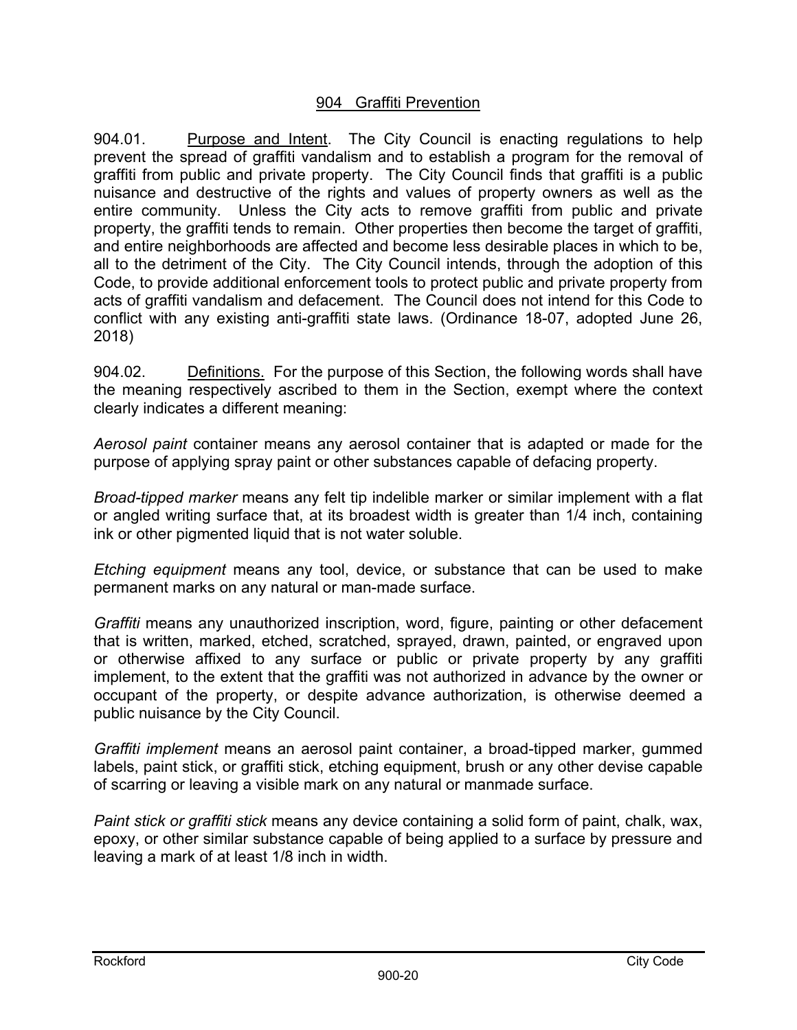## 904 Graffiti Prevention

904.01. Purpose and Intent. The City Council is enacting regulations to help prevent the spread of graffiti vandalism and to establish a program for the removal of graffiti from public and private property. The City Council finds that graffiti is a public nuisance and destructive of the rights and values of property owners as well as the entire community. Unless the City acts to remove graffiti from public and private property, the graffiti tends to remain. Other properties then become the target of graffiti, and entire neighborhoods are affected and become less desirable places in which to be, all to the detriment of the City. The City Council intends, through the adoption of this Code, to provide additional enforcement tools to protect public and private property from acts of graffiti vandalism and defacement. The Council does not intend for this Code to conflict with any existing anti-graffiti state laws. (Ordinance 18-07, adopted June 26, 2018)

904.02. Definitions. For the purpose of this Section, the following words shall have the meaning respectively ascribed to them in the Section, exempt where the context clearly indicates a different meaning:

*Aerosol paint* container means any aerosol container that is adapted or made for the purpose of applying spray paint or other substances capable of defacing property.

*Broad-tipped marker* means any felt tip indelible marker or similar implement with a flat or angled writing surface that, at its broadest width is greater than 1/4 inch, containing ink or other pigmented liquid that is not water soluble.

*Etching equipment* means any tool, device, or substance that can be used to make permanent marks on any natural or man-made surface.

*Graffiti* means any unauthorized inscription, word, figure, painting or other defacement that is written, marked, etched, scratched, sprayed, drawn, painted, or engraved upon or otherwise affixed to any surface or public or private property by any graffiti implement, to the extent that the graffiti was not authorized in advance by the owner or occupant of the property, or despite advance authorization, is otherwise deemed a public nuisance by the City Council.

*Graffiti implement* means an aerosol paint container, a broad-tipped marker, gummed labels, paint stick, or graffiti stick, etching equipment, brush or any other devise capable of scarring or leaving a visible mark on any natural or manmade surface.

*Paint stick or graffiti stick* means any device containing a solid form of paint, chalk, wax, epoxy, or other similar substance capable of being applied to a surface by pressure and leaving a mark of at least 1/8 inch in width.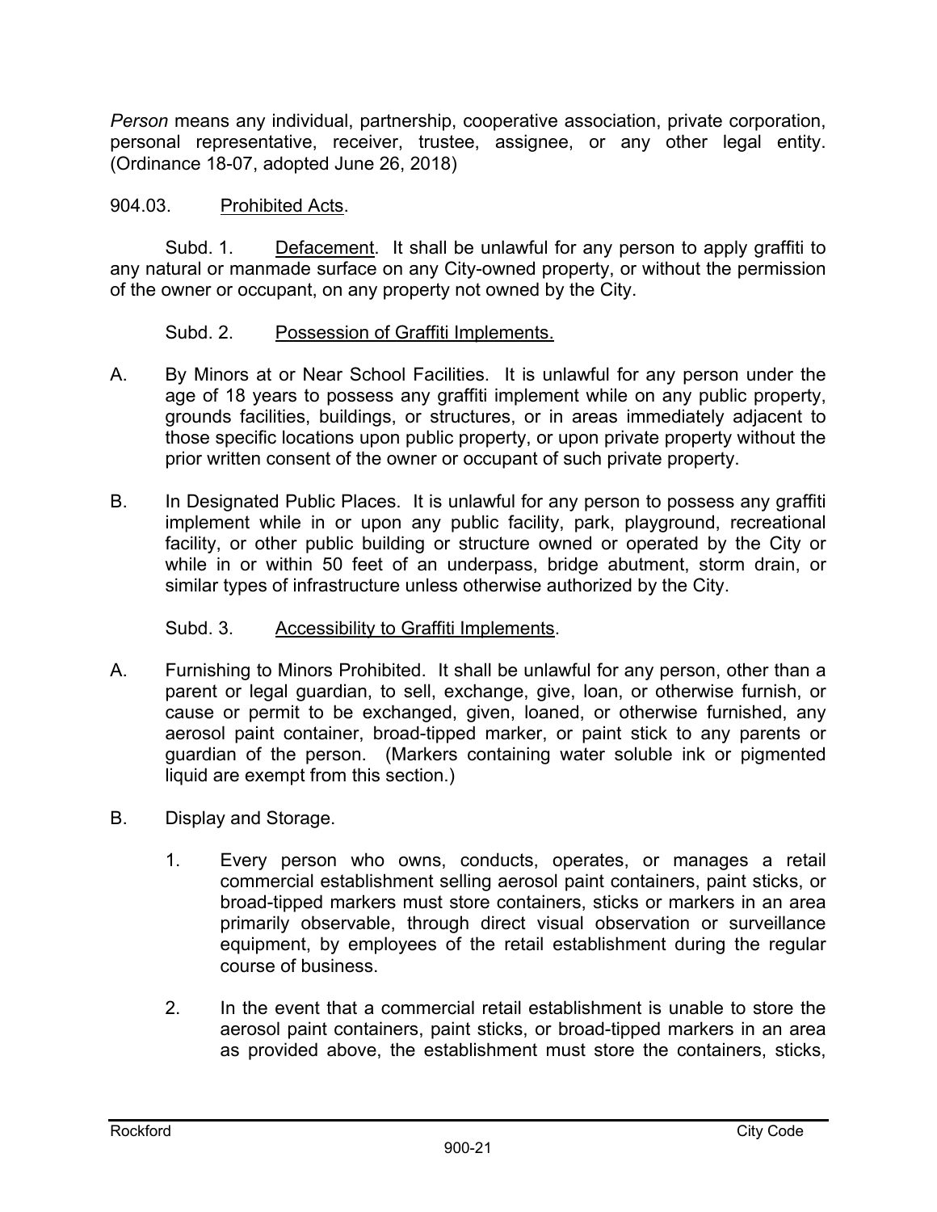*Person* means any individual, partnership, cooperative association, private corporation, personal representative, receiver, trustee, assignee, or any other legal entity. (Ordinance 18-07, adopted June 26, 2018)

904.03. Prohibited Acts.

Subd. 1. Defacement. It shall be unlawful for any person to apply graffiti to any natural or manmade surface on any City-owned property, or without the permission of the owner or occupant, on any property not owned by the City.

Subd. 2. Possession of Graffiti Implements.

A. By Minors at or Near School Facilities. It is unlawful for any person under the age of 18 years to possess any graffiti implement while on any public property, grounds facilities, buildings, or structures, or in areas immediately adjacent to those specific locations upon public property, or upon private property without the prior written consent of the owner or occupant of such private property.

B. In Designated Public Places. It is unlawful for any person to possess any graffiti implement while in or upon any public facility, park, playground, recreational facility, or other public building or structure owned or operated by the City or while in or within 50 feet of an underpass, bridge abutment, storm drain, or similar types of infrastructure unless otherwise authorized by the City.

Subd. 3. Accessibility to Graffiti Implements.

A. Furnishing to Minors Prohibited. It shall be unlawful for any person, other than a parent or legal guardian, to sell, exchange, give, loan, or otherwise furnish, or cause or permit to be exchanged, given, loaned, or otherwise furnished, any aerosol paint container, broad-tipped marker, or paint stick to any parents or guardian of the person. (Markers containing water soluble ink or pigmented liquid are exempt from this section.)

B. Display and Storage.

1. Every person who owns, conducts, operates, or manages a retail commercial establishment selling aerosol paint containers, paint sticks, or broad-tipped markers must store containers, sticks or markers in an area primarily observable, through direct visual observation or surveillance equipment, by employees of the retail establishment during the regular course of business.

2. In the event that a commercial retail establishment is unable to store the aerosol paint containers, paint sticks, or broad-tipped markers in an area as provided above, the establishment must store the containers, sticks,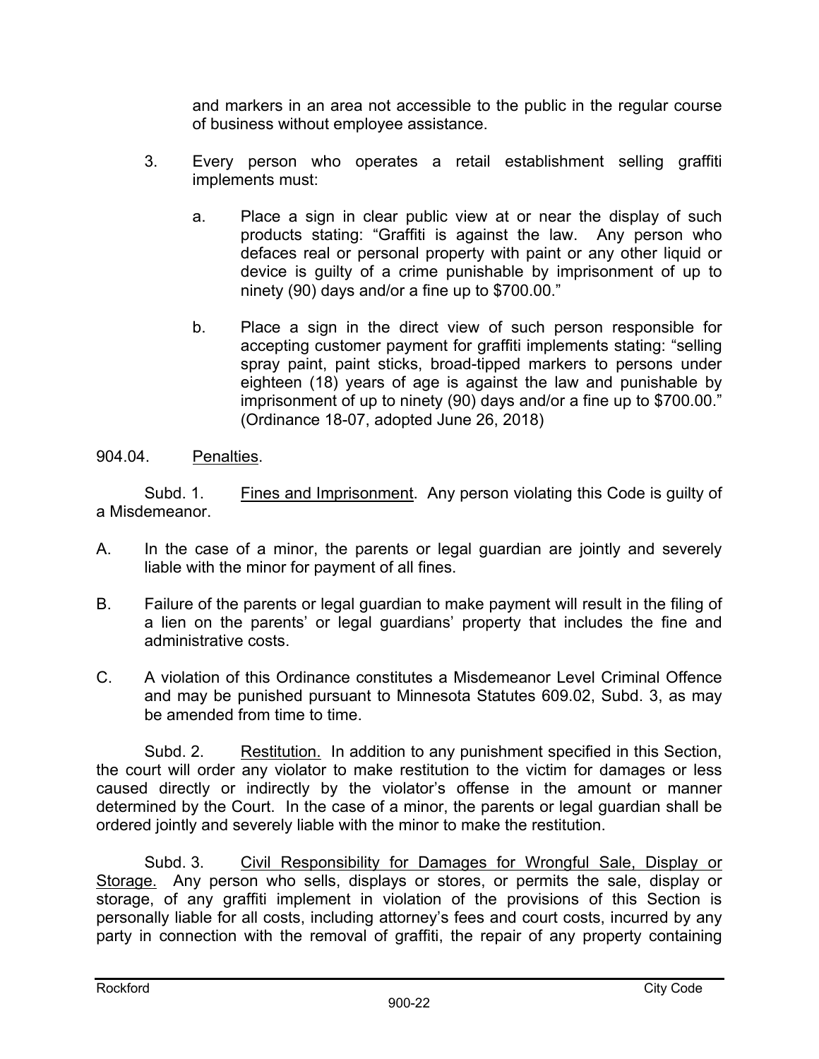and markers in an area not accessible to the public in the regular course of business without employee assistance.

3. Every person who operates a retail establishment selling graffiti implements must:

   a. Place a sign in clear public view at or near the display of such products stating: "Graffiti is against the law. Any person who defaces real or personal property with paint or any other liquid or device is guilty of a crime punishable by imprisonment of up to ninety (90) days and/or a fine up to $700.00."

   b. Place a sign in the direct view of such person responsible for accepting customer payment for graffiti implements stating: "selling spray paint, paint sticks, broad-tipped markers to persons under eighteen (18) years of age is against the law and punishable by imprisonment of up to ninety (90) days and/or a fine up to $700.00." (Ordinance 18-07, adopted June 26, 2018)

904.04. Penalties.

Subd. 1. Fines and Imprisonment. Any person violating this Code is guilty of a Misdemeanor.

A. In the case of a minor, the parents or legal guardian are jointly and severely liable with the minor for payment of all fines.

B. Failure of the parents or legal guardian to make payment will result in the filing of a lien on the parents' or legal guardians' property that includes the fine and administrative costs.

C. A violation of this Ordinance constitutes a Misdemeanor Level Criminal Offence and may be punished pursuant to Minnesota Statutes 609.02, Subd. 3, as may be amended from time to time.

Subd. 2. Restitution. In addition to any punishment specified in this Section, the court will order any violator to make restitution to the victim for damages or less caused directly or indirectly by the violator's offense in the amount or manner determined by the Court. In the case of a minor, the parents or legal guardian shall be ordered jointly and severely liable with the minor to make the restitution.

Subd. 3. Civil Responsibility for Damages for Wrongful Sale, Display or Storage. Any person who sells, displays or stores, or permits the sale, display or storage, of any graffiti implement in violation of the provisions of this Section is personally liable for all costs, including attorney's fees and court costs, incurred by any party in connection with the removal of graffiti, the repair of any property containing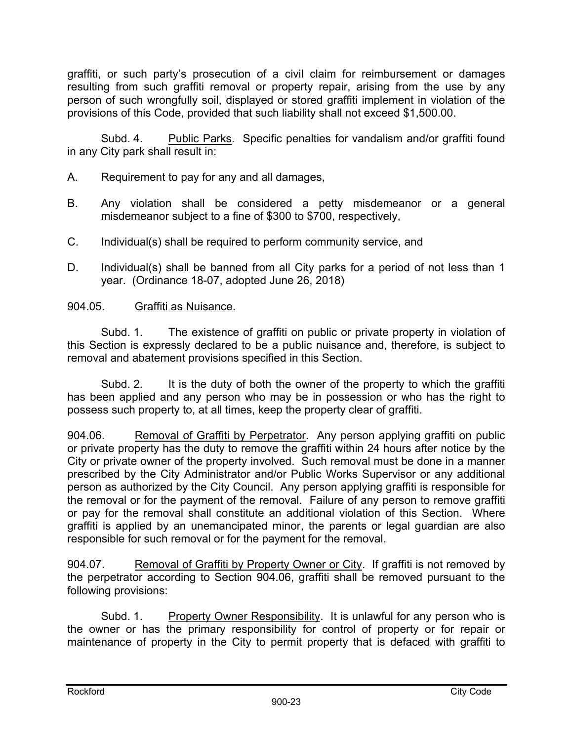graffiti, or such party's prosecution of a civil claim for reimbursement or damages resulting from such graffiti removal or property repair, arising from the use by any person of such wrongfully soil, displayed or stored graffiti implement in violation of the provisions of this Code, provided that such liability shall not exceed $1,500.00.

Subd. 4. Public Parks. Specific penalties for vandalism and/or graffiti found in any City park shall result in:

A. Requirement to pay for any and all damages,

B. Any violation shall be considered a petty misdemeanor or a general misdemeanor subject to a fine of $300 to $700, respectively,

C. Individual(s) shall be required to perform community service, and

D. Individual(s) shall be banned from all City parks for a period of not less than 1 year. (Ordinance 18-07, adopted June 26, 2018)

904.05. Graffiti as Nuisance.

Subd. 1. The existence of graffiti on public or private property in violation of this Section is expressly declared to be a public nuisance and, therefore, is subject to removal and abatement provisions specified in this Section.

Subd. 2. It is the duty of both the owner of the property to which the graffiti has been applied and any person who may be in possession or who has the right to possess such property to, at all times, keep the property clear of graffiti.

904.06. Removal of Graffiti by Perpetrator. Any person applying graffiti on public or private property has the duty to remove the graffiti within 24 hours after notice by the City or private owner of the property involved. Such removal must be done in a manner prescribed by the City Administrator and/or Public Works Supervisor or any additional person as authorized by the City Council. Any person applying graffiti is responsible for the removal or for the payment of the removal. Failure of any person to remove graffiti or pay for the removal shall constitute an additional violation of this Section. Where graffiti is applied by an unemancipated minor, the parents or legal guardian are also responsible for such removal or for the payment for the removal.

904.07. Removal of Graffiti by Property Owner or City. If graffiti is not removed by the perpetrator according to Section 904.06, graffiti shall be removed pursuant to the following provisions:

Subd. 1. Property Owner Responsibility. It is unlawful for any person who is the owner or has the primary responsibility for control of property or for repair or maintenance of property in the City to permit property that is defaced with graffiti to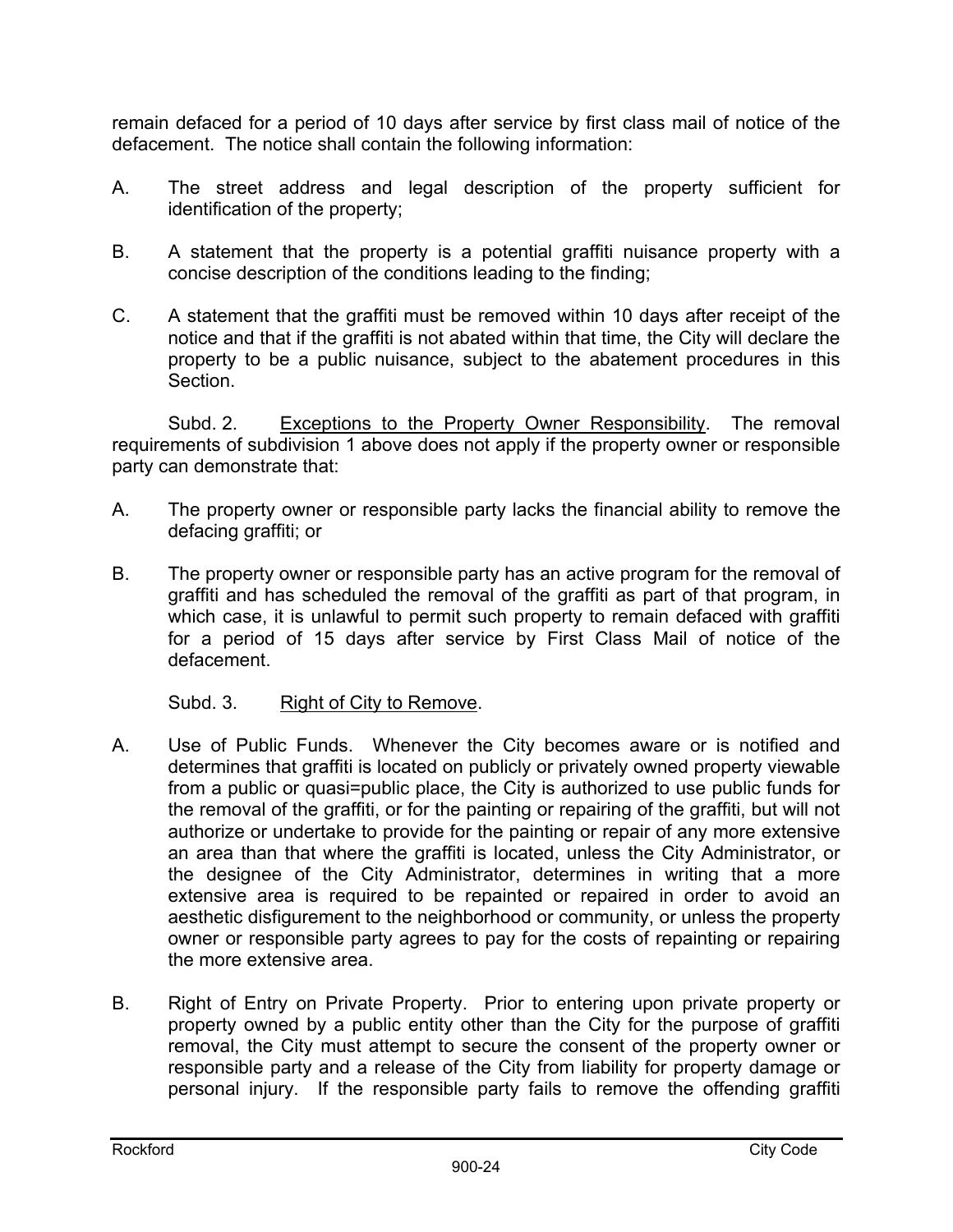remain defaced for a period of 10 days after service by first class mail of notice of the defacement. The notice shall contain the following information:

A. The street address and legal description of the property sufficient for identification of the property;

B. A statement that the property is a potential graffiti nuisance property with a concise description of the conditions leading to the finding;

C. A statement that the graffiti must be removed within 10 days after receipt of the notice and that if the graffiti is not abated within that time, the City will declare the property to be a public nuisance, subject to the abatement procedures in this Section.

Subd. 2. Exceptions to the Property Owner Responsibility. The removal requirements of subdivision 1 above does not apply if the property owner or responsible party can demonstrate that:

A. The property owner or responsible party lacks the financial ability to remove the defacing graffiti; or

B. The property owner or responsible party has an active program for the removal of graffiti and has scheduled the removal of the graffiti as part of that program, in which case, it is unlawful to permit such property to remain defaced with graffiti for a period of 15 days after service by First Class Mail of notice of the defacement.

Subd. 3. Right of City to Remove.

A. Use of Public Funds. Whenever the City becomes aware or is notified and determines that graffiti is located on publicly or privately owned property viewable from a public or quasi=public place, the City is authorized to use public funds for the removal of the graffiti, or for the painting or repairing of the graffiti, but will not authorize or undertake to provide for the painting or repair of any more extensive an area than that where the graffiti is located, unless the City Administrator, or the designee of the City Administrator, determines in writing that a more extensive area is required to be repainted or repaired in order to avoid an aesthetic disfigurement to the neighborhood or community, or unless the property owner or responsible party agrees to pay for the costs of repainting or repairing the more extensive area.

B. Right of Entry on Private Property. Prior to entering upon private property or property owned by a public entity other than the City for the purpose of graffiti removal, the City must attempt to secure the consent of the property owner or responsible party and a release of the City from liability for property damage or personal injury. If the responsible party fails to remove the offending graffiti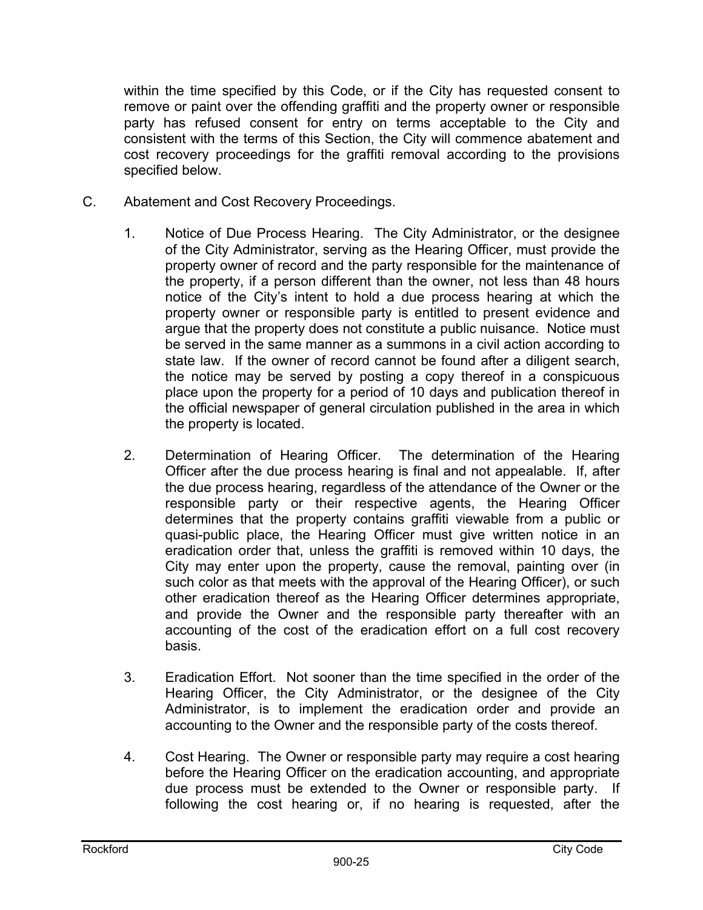within the time specified by this Code, or if the City has requested consent to remove or paint over the offending graffiti and the property owner or responsible party has refused consent for entry on terms acceptable to the City and consistent with the terms of this Section, the City will commence abatement and cost recovery proceedings for the graffiti removal according to the provisions specified below.

C. Abatement and Cost Recovery Proceedings.

1. Notice of Due Process Hearing. The City Administrator, or the designee of the City Administrator, serving as the Hearing Officer, must provide the property owner of record and the party responsible for the maintenance of the property, if a person different than the owner, not less than 48 hours notice of the City's intent to hold a due process hearing at which the property owner or responsible party is entitled to present evidence and argue that the property does not constitute a public nuisance. Notice must be served in the same manner as a summons in a civil action according to state law. If the owner of record cannot be found after a diligent search, the notice may be served by posting a copy thereof in a conspicuous place upon the property for a period of 10 days and publication thereof in the official newspaper of general circulation published in the area in which the property is located.

2. Determination of Hearing Officer. The determination of the Hearing Officer after the due process hearing is final and not appealable. If, after the due process hearing, regardless of the attendance of the Owner or the responsible party or their respective agents, the Hearing Officer determines that the property contains graffiti viewable from a public or quasi-public place, the Hearing Officer must give written notice in an eradication order that, unless the graffiti is removed within 10 days, the City may enter upon the property, cause the removal, painting over (in such color as that meets with the approval of the Hearing Officer), or such other eradication thereof as the Hearing Officer determines appropriate, and provide the Owner and the responsible party thereafter with an accounting of the cost of the eradication effort on a full cost recovery basis.

3. Eradication Effort. Not sooner than the time specified in the order of the Hearing Officer, the City Administrator, or the designee of the City Administrator, is to implement the eradication order and provide an accounting to the Owner and the responsible party of the costs thereof.

4. Cost Hearing. The Owner or responsible party may require a cost hearing before the Hearing Officer on the eradication accounting, and appropriate due process must be extended to the Owner or responsible party. If following the cost hearing or, if no hearing is requested, after the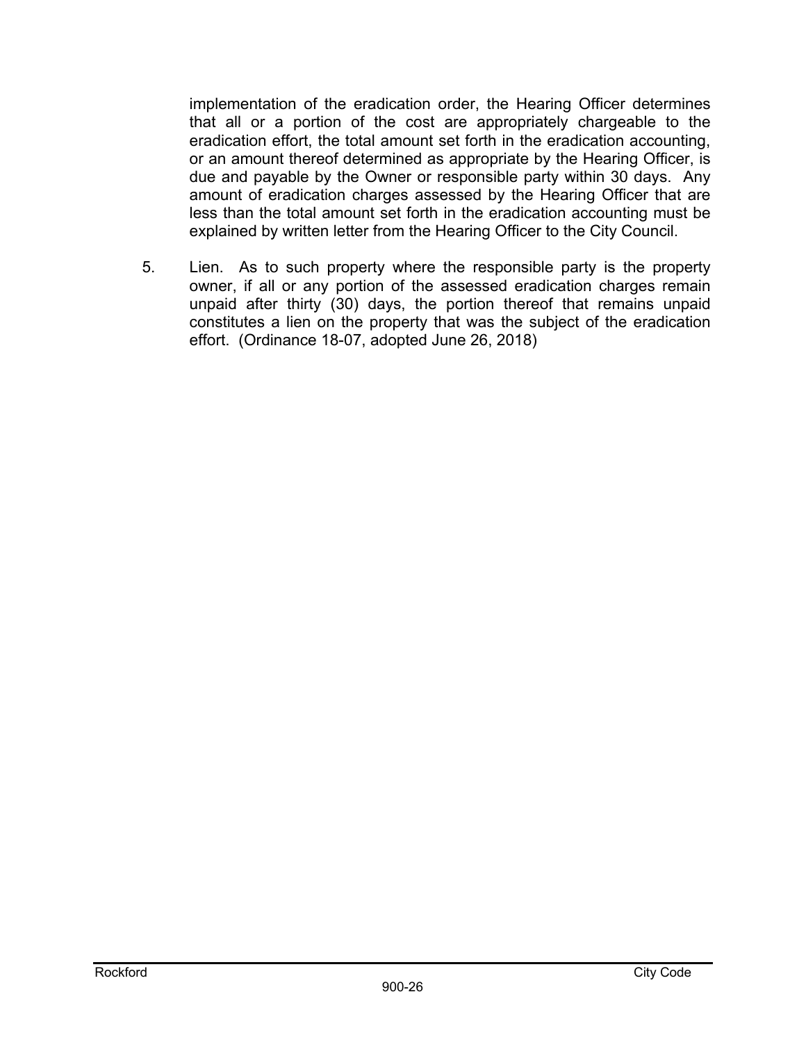implementation of the eradication order, the Hearing Officer determines that all or a portion of the cost are appropriately chargeable to the eradication effort, the total amount set forth in the eradication accounting, or an amount thereof determined as appropriate by the Hearing Officer, is due and payable by the Owner or responsible party within 30 days. Any amount of eradication charges assessed by the Hearing Officer that are less than the total amount set forth in the eradication accounting must be explained by written letter from the Hearing Officer to the City Council.

5. Lien. As to such property where the responsible party is the property owner, if all or any portion of the assessed eradication charges remain unpaid after thirty (30) days, the portion thereof that remains unpaid constitutes a lien on the property that was the subject of the eradication effort. (Ordinance 18-07, adopted June 26, 2018)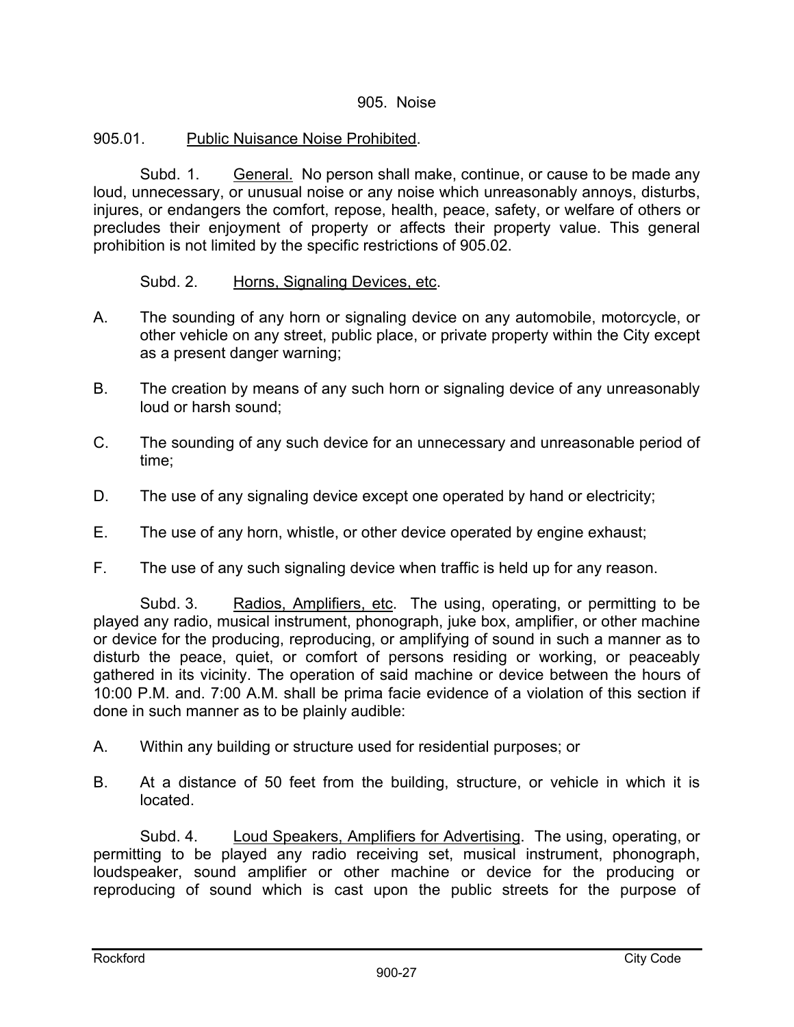# 905. Noise

## 905.01. Public Nuisance Noise Prohibited.

Subd. 1. General. No person shall make, continue, or cause to be made any loud, unnecessary, or unusual noise or any noise which unreasonably annoys, disturbs, injures, or endangers the comfort, repose, health, peace, safety, or welfare of others or precludes their enjoyment of property or affects their property value. This general prohibition is not limited by the specific restrictions of 905.02.

Subd. 2. Horns, Signaling Devices, etc.

A. The sounding of any horn or signaling device on any automobile, motorcycle, or other vehicle on any street, public place, or private property within the City except as a present danger warning;

B. The creation by means of any such horn or signaling device of any unreasonably loud or harsh sound;

C. The sounding of any such device for an unnecessary and unreasonable period of time;

D. The use of any signaling device except one operated by hand or electricity;

E. The use of any horn, whistle, or other device operated by engine exhaust;

F. The use of any such signaling device when traffic is held up for any reason.

Subd. 3. Radios, Amplifiers, etc. The using, operating, or permitting to be played any radio, musical instrument, phonograph, juke box, amplifier, or other machine or device for the producing, reproducing, or amplifying of sound in such a manner as to disturb the peace, quiet, or comfort of persons residing or working, or peaceably gathered in its vicinity. The operation of said machine or device between the hours of 10:00 P.M. and. 7:00 A.M. shall be prima facie evidence of a violation of this section if done in such manner as to be plainly audible:

A. Within any building or structure used for residential purposes; or

B. At a distance of 50 feet from the building, structure, or vehicle in which it is located.

Subd. 4. Loud Speakers, Amplifiers for Advertising. The using, operating, or permitting to be played any radio receiving set, musical instrument, phonograph, loudspeaker, sound amplifier or other machine or device for the producing or reproducing of sound which is cast upon the public streets for the purpose of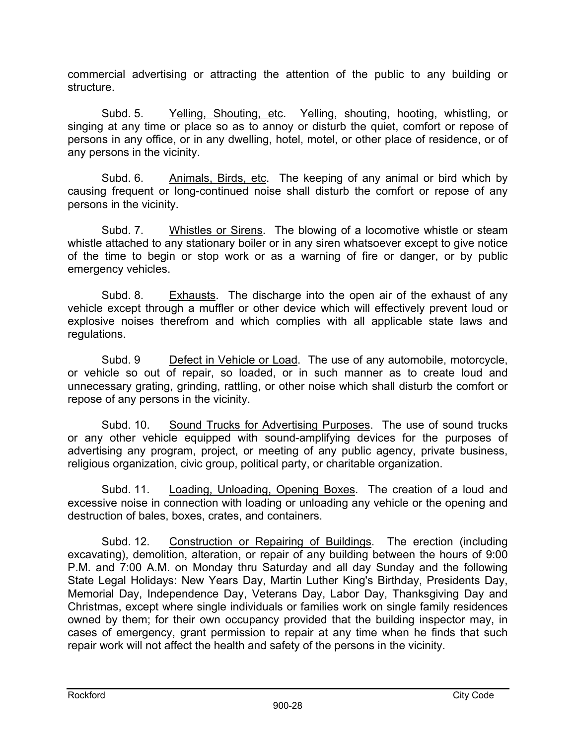commercial advertising or attracting the attention of the public to any building or structure.

Subd. 5. Yelling, Shouting, etc. Yelling, shouting, hooting, whistling, or singing at any time or place so as to annoy or disturb the quiet, comfort or repose of persons in any office, or in any dwelling, hotel, motel, or other place of residence, or of any persons in the vicinity.

Subd. 6. Animals, Birds, etc. The keeping of any animal or bird which by causing frequent or long-continued noise shall disturb the comfort or repose of any persons in the vicinity.

Subd. 7. Whistles or Sirens. The blowing of a locomotive whistle or steam whistle attached to any stationary boiler or in any siren whatsoever except to give notice of the time to begin or stop work or as a warning of fire or danger, or by public emergency vehicles.

Subd. 8. Exhausts. The discharge into the open air of the exhaust of any vehicle except through a muffler or other device which will effectively prevent loud or explosive noises therefrom and which complies with all applicable state laws and regulations.

Subd. 9 Defect in Vehicle or Load. The use of any automobile, motorcycle, or vehicle so out of repair, so loaded, or in such manner as to create loud and unnecessary grating, grinding, rattling, or other noise which shall disturb the comfort or repose of any persons in the vicinity.

Subd. 10. Sound Trucks for Advertising Purposes. The use of sound trucks or any other vehicle equipped with sound-amplifying devices for the purposes of advertising any program, project, or meeting of any public agency, private business, religious organization, civic group, political party, or charitable organization.

Subd. 11. Loading, Unloading, Opening Boxes. The creation of a loud and excessive noise in connection with loading or unloading any vehicle or the opening and destruction of bales, boxes, crates, and containers.

Subd. 12. Construction or Repairing of Buildings. The erection (including excavating), demolition, alteration, or repair of any building between the hours of 9:00 P.M. and 7:00 A.M. on Monday thru Saturday and all day Sunday and the following State Legal Holidays: New Years Day, Martin Luther King's Birthday, Presidents Day, Memorial Day, Independence Day, Veterans Day, Labor Day, Thanksgiving Day and Christmas, except where single individuals or families work on single family residences owned by them; for their own occupancy provided that the building inspector may, in cases of emergency, grant permission to repair at any time when he finds that such repair work will not affect the health and safety of the persons in the vicinity.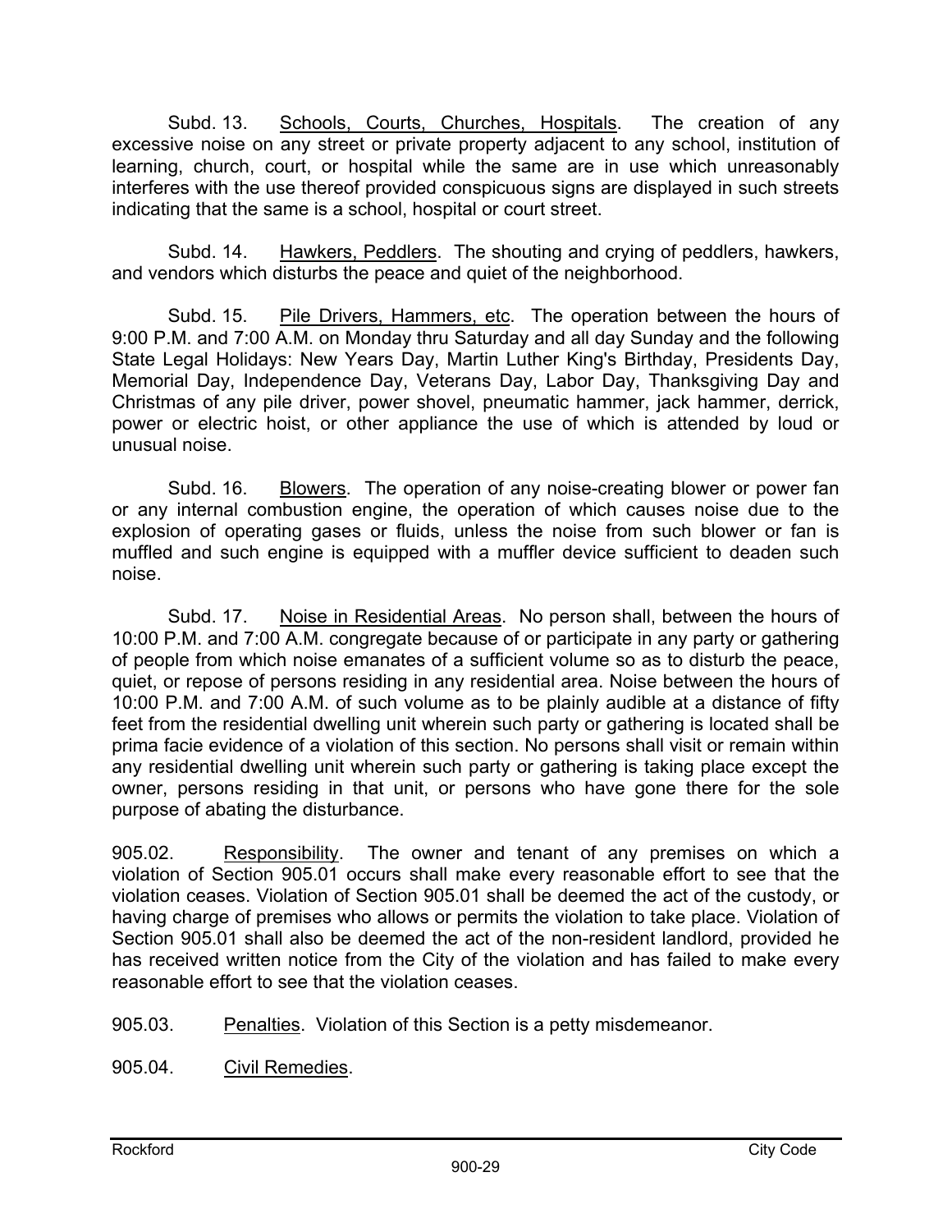Subd. 13. Schools, Courts, Churches, Hospitals. The creation of any excessive noise on any street or private property adjacent to any school, institution of learning, church, court, or hospital while the same are in use which unreasonably interferes with the use thereof provided conspicuous signs are displayed in such streets indicating that the same is a school, hospital or court street.

Subd. 14. Hawkers, Peddlers. The shouting and crying of peddlers, hawkers, and vendors which disturbs the peace and quiet of the neighborhood.

Subd. 15. Pile Drivers, Hammers, etc. The operation between the hours of 9:00 P.M. and 7:00 A.M. on Monday thru Saturday and all day Sunday and the following State Legal Holidays: New Years Day, Martin Luther King's Birthday, Presidents Day, Memorial Day, Independence Day, Veterans Day, Labor Day, Thanksgiving Day and Christmas of any pile driver, power shovel, pneumatic hammer, jack hammer, derrick, power or electric hoist, or other appliance the use of which is attended by loud or unusual noise.

Subd. 16. Blowers. The operation of any noise-creating blower or power fan or any internal combustion engine, the operation of which causes noise due to the explosion of operating gases or fluids, unless the noise from such blower or fan is muffled and such engine is equipped with a muffler device sufficient to deaden such noise.

Subd. 17. Noise in Residential Areas. No person shall, between the hours of 10:00 P.M. and 7:00 A.M. congregate because of or participate in any party or gathering of people from which noise emanates of a sufficient volume so as to disturb the peace, quiet, or repose of persons residing in any residential area. Noise between the hours of 10:00 P.M. and 7:00 A.M. of such volume as to be plainly audible at a distance of fifty feet from the residential dwelling unit wherein such party or gathering is located shall be prima facie evidence of a violation of this section. No persons shall visit or remain within any residential dwelling unit wherein such party or gathering is taking place except the owner, persons residing in that unit, or persons who have gone there for the sole purpose of abating the disturbance.

905.02. Responsibility. The owner and tenant of any premises on which a violation of Section 905.01 occurs shall make every reasonable effort to see that the violation ceases. Violation of Section 905.01 shall be deemed the act of the custody, or having charge of premises who allows or permits the violation to take place. Violation of Section 905.01 shall also be deemed the act of the non-resident landlord, provided he has received written notice from the City of the violation and has failed to make every reasonable effort to see that the violation ceases.

905.03. Penalties. Violation of this Section is a petty misdemeanor.

905.04. Civil Remedies.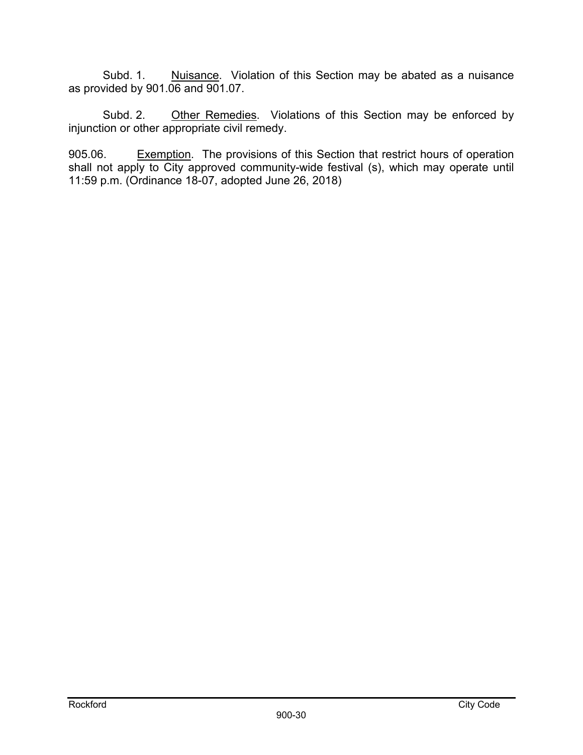Subd. 1. Nuisance. Violation of this Section may be abated as a nuisance as provided by 901.06 and 901.07.

Subd. 2. Other Remedies. Violations of this Section may be enforced by injunction or other appropriate civil remedy.

905.06. Exemption. The provisions of this Section that restrict hours of operation shall not apply to City approved community-wide festival (s), which may operate until 11:59 p.m. (Ordinance 18-07, adopted June 26, 2018)